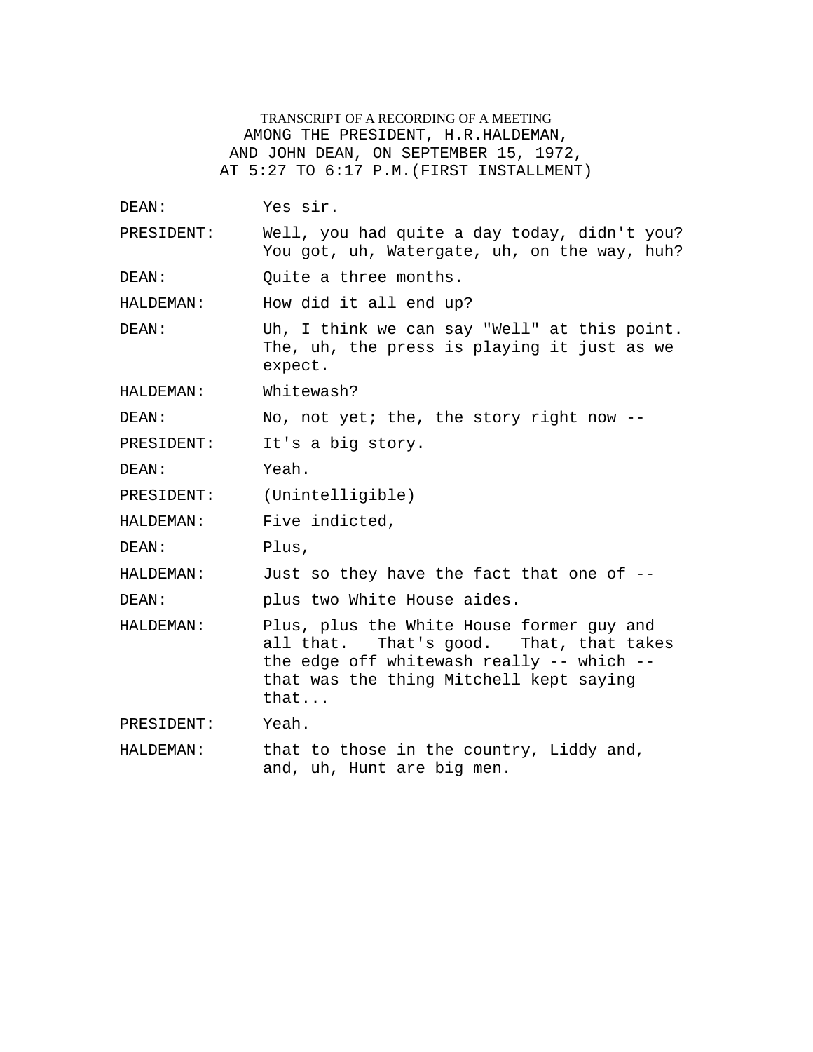TRANSCRIPT OF A RECORDING OF A MEETING
AMONG THE PRESIDENT, H.R.HALDEMAN,
AND JOHN DEAN, ON SEPTEMBER 15, 1972,
AT 5:27 TO 6:17 P.M.(FIRST INSTALLMENT)

DEAN: Yes sir.

PRESIDENT: Well, you had quite a day today, didn't you? You got, uh, Watergate, uh, on the way, huh?

DEAN: Quite a three months.

HALDEMAN: How did it all end up?

DEAN: Uh, I think we can say "Well" at this point. The, uh, the press is playing it just as we expect.

HALDEMAN: Whitewash?

DEAN: No, not yet; the, the story right now --

PRESIDENT: It's a big story.

DEAN: Yeah.

PRESIDENT: (Unintelligible)

HALDEMAN: Five indicted,

DEAN: Plus,

HALDEMAN: Just so they have the fact that one of --

DEAN: plus two White House aides.

HALDEMAN: Plus, plus the White House former guy and all that. That's good. That, that takes the edge off whitewash really -- which -- that was the thing Mitchell kept saying that...

PRESIDENT: Yeah.

HALDEMAN: that to those in the country, Liddy and, and, uh, Hunt are big men.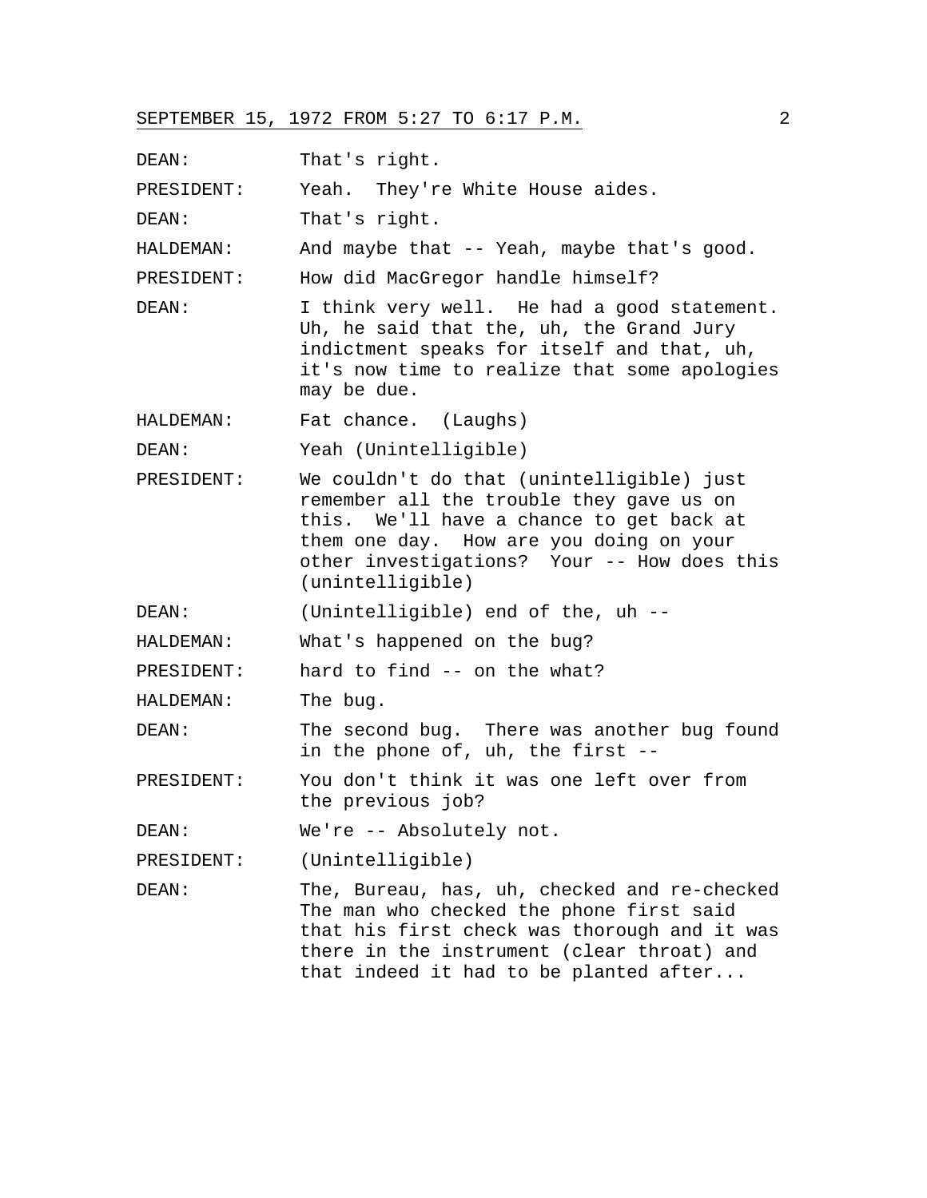DEAN: That's right.

PRESIDENT: Yeah. They're White House aides.

DEAN: That's right.

HALDEMAN: And maybe that -- Yeah, maybe that's good.

PRESIDENT: How did MacGregor handle himself?

DEAN: I think very well. He had a good statement. Uh, he said that the, uh, the Grand Jury indictment speaks for itself and that, uh, it's now time to realize that some apologies may be due.

HALDEMAN: Fat chance. (Laughs)

DEAN: Yeah (Unintelligible)

PRESIDENT: We couldn't do that (unintelligible) just remember all the trouble they gave us on this. We'll have a chance to get back at them one day. How are you doing on your other investigations? Your -- How does this (unintelligible)

DEAN: (Unintelligible) end of the, uh --

HALDEMAN: What's happened on the bug?

PRESIDENT: hard to find -- on the what?

HALDEMAN: The bug.

DEAN: The second bug. There was another bug found in the phone of, uh, the first --

PRESIDENT: You don't think it was one left over from the previous job?

DEAN: We're -- Absolutely not.

PRESIDENT: (Unintelligible)

DEAN: The, Bureau, has, uh, checked and re-checked The man who checked the phone first said that his first check was thorough and it was there in the instrument (clear throat) and that indeed it had to be planted after...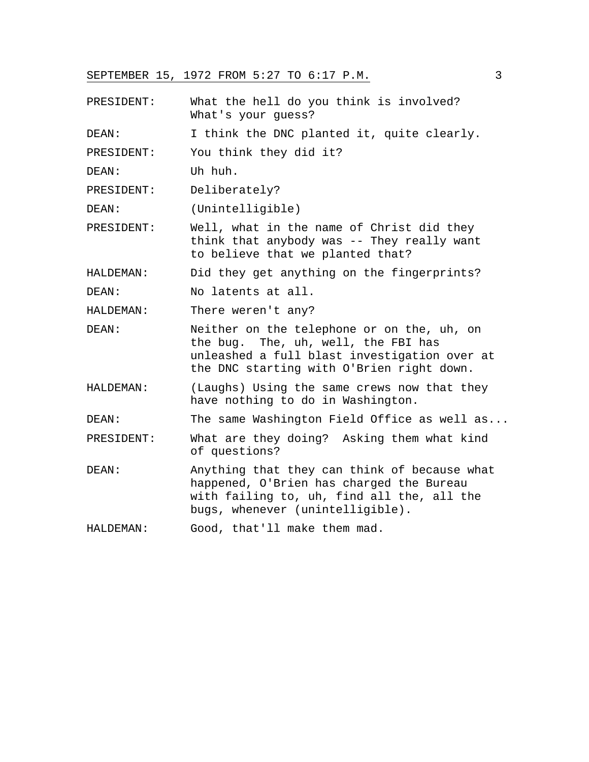SEPTEMBER 15, 1972 FROM 5:27 TO 6:17 P.M.

PRESIDENT: What the hell do you think is involved? What's your guess?

DEAN: I think the DNC planted it, quite clearly.

PRESIDENT: You think they did it?

DEAN: Uh huh.

PRESIDENT: Deliberately?

DEAN: (Unintelligible)

PRESIDENT: Well, what in the name of Christ did they think that anybody was -- They really want to believe that we planted that?

HALDEMAN: Did they get anything on the fingerprints?

DEAN: No latents at all.

HALDEMAN: There weren't any?

DEAN: Neither on the telephone or on the, uh, on the bug. The, uh, well, the FBI has unleashed a full blast investigation over at the DNC starting with O'Brien right down.

HALDEMAN: (Laughs) Using the same crews now that they have nothing to do in Washington.

DEAN: The same Washington Field Office as well as...

PRESIDENT: What are they doing? Asking them what kind of questions?

DEAN: Anything that they can think of because what happened, O'Brien has charged the Bureau with failing to, uh, find all the, all the bugs, whenever (unintelligible).

HALDEMAN: Good, that'll make them mad.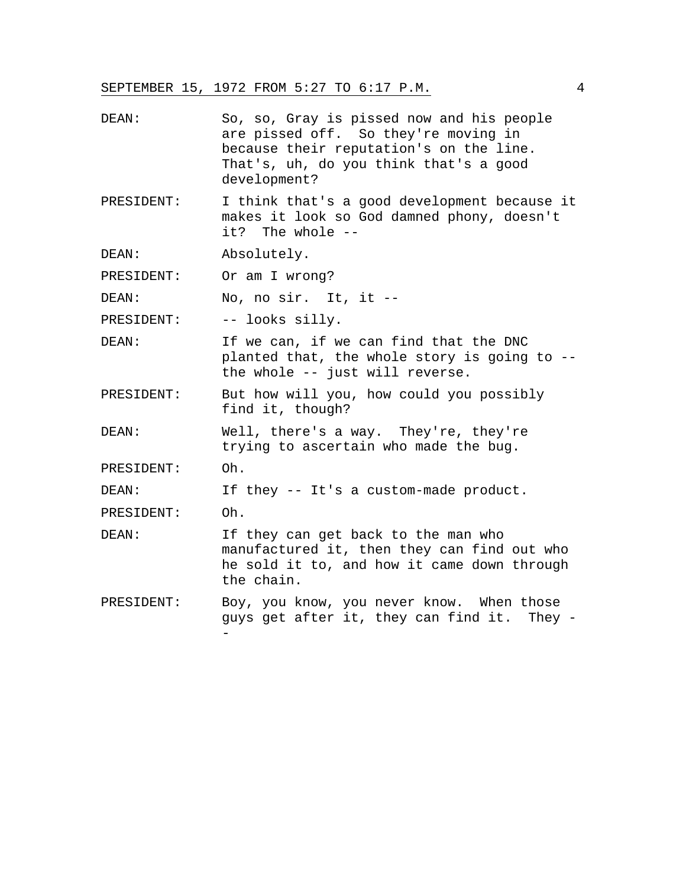DEAN: So, so, Gray is pissed now and his people are pissed off. So they're moving in because their reputation's on the line. That's, uh, do you think that's a good development?

PRESIDENT: I think that's a good development because it makes it look so God damned phony, doesn't it? The whole --

DEAN: Absolutely.

PRESIDENT: Or am I wrong?

DEAN: No, no sir. It, it --

PRESIDENT: -- looks silly.

DEAN: If we can, if we can find that the DNC planted that, the whole story is going to -- the whole -- just will reverse.

PRESIDENT: But how will you, how could you possibly find it, though?

DEAN: Well, there's a way. They're, they're trying to ascertain who made the bug.

PRESIDENT: Oh.

DEAN: If they -- It's a custom-made product.

PRESIDENT: Oh.

DEAN: If they can get back to the man who manufactured it, then they can find out who he sold it to, and how it came down through the chain.

PRESIDENT: Boy, you know, you never know. When those guys get after it, they can find it. They --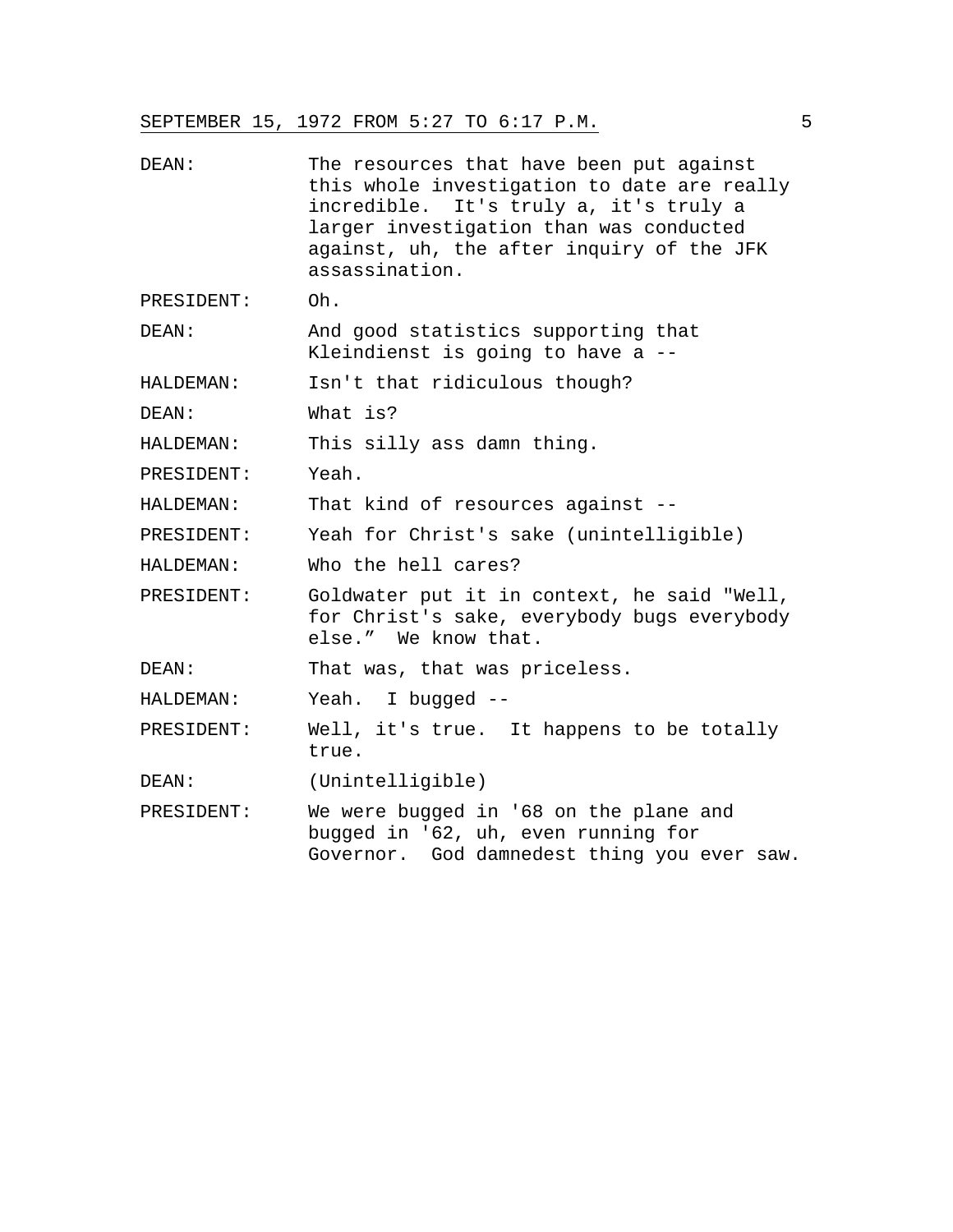| | |
|---|---|
| DEAN: | The resources that have been put against this whole investigation to date are really incredible. It's truly a, it's truly a larger investigation than was conducted against, uh, the after inquiry of the JFK assassination. |
| PRESIDENT: | Oh. |
| DEAN: | And good statistics supporting that Kleindienst is going to have a -- |
| HALDEMAN: | Isn't that ridiculous though? |
| DEAN: | What is? |
| HALDEMAN: | This silly ass damn thing. |
| PRESIDENT: | Yeah. |
| HALDEMAN: | That kind of resources against -- |
| PRESIDENT: | Yeah for Christ's sake (unintelligible) |
| HALDEMAN: | Who the hell cares? |
| PRESIDENT: | Goldwater put it in context, he said "Well, for Christ's sake, everybody bugs everybody else." We know that. |
| DEAN: | That was, that was priceless. |
| HALDEMAN: | Yeah. I bugged -- |
| PRESIDENT: | Well, it's true. It happens to be totally true. |
| DEAN: | (Unintelligible) |
| PRESIDENT: | We were bugged in '68 on the plane and bugged in '62, uh, even running for Governor. God damnedest thing you ever saw. |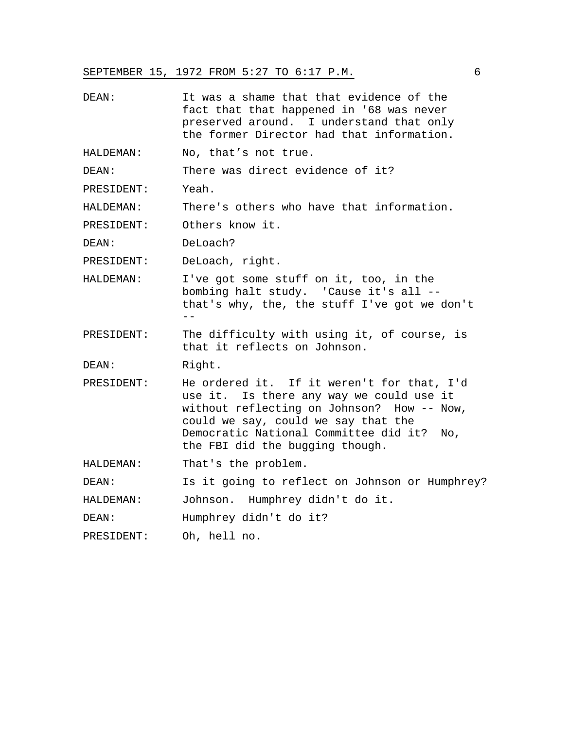DEAN: It was a shame that that evidence of the fact that that happened in '68 was never preserved around. I understand that only the former Director had that information.

HALDEMAN: No, that's not true.

DEAN: There was direct evidence of it?

PRESIDENT: Yeah.

HALDEMAN: There's others who have that information.

PRESIDENT: Others know it.

DEAN: DeLoach?

PRESIDENT: DeLoach, right.

HALDEMAN: I've got some stuff on it, too, in the bombing halt study. 'Cause it's all -- that's why, the, the stuff I've got we don't --

PRESIDENT: The difficulty with using it, of course, is that it reflects on Johnson.

DEAN: Right.

PRESIDENT: He ordered it. If it weren't for that, I'd use it. Is there any way we could use it without reflecting on Johnson? How -- Now, could we say, could we say that the Democratic National Committee did it? No, the FBI did the bugging though.

HALDEMAN: That's the problem.

DEAN: Is it going to reflect on Johnson or Humphrey?

HALDEMAN: Johnson. Humphrey didn't do it.

DEAN: Humphrey didn't do it?

PRESIDENT: Oh, hell no.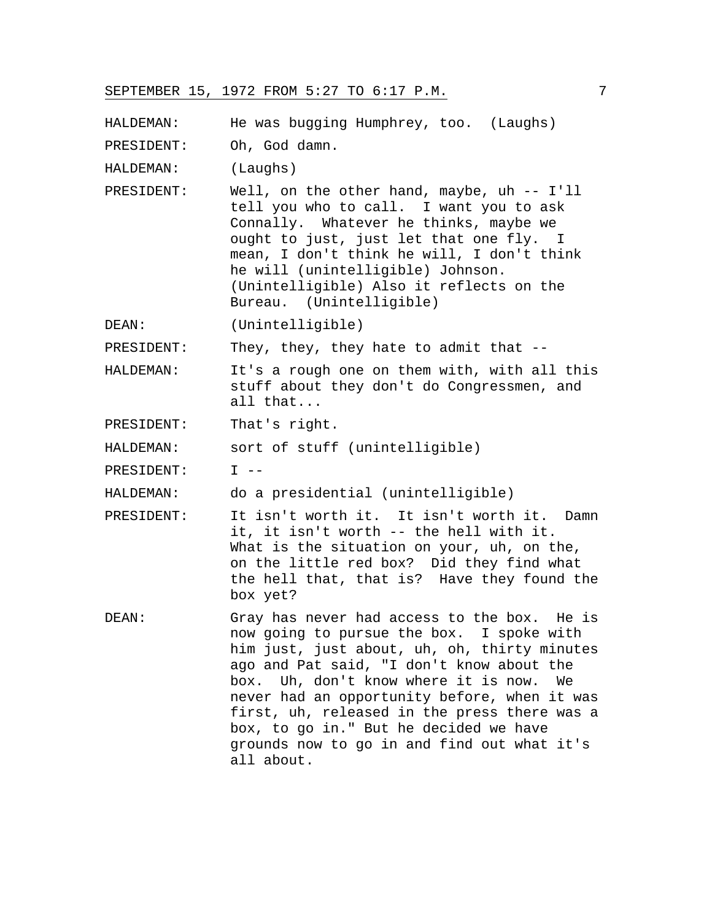HALDEMAN: He was bugging Humphrey, too. (Laughs)

PRESIDENT: Oh, God damn.

HALDEMAN: (Laughs)

PRESIDENT: Well, on the other hand, maybe, uh -- I'll tell you who to call. I want you to ask Connally. Whatever he thinks, maybe we ought to just, just let that one fly. I mean, I don't think he will, I don't think he will (unintelligible) Johnson. (Unintelligible) Also it reflects on the Bureau. (Unintelligible)

DEAN: (Unintelligible)

PRESIDENT: They, they, they hate to admit that --

HALDEMAN: It's a rough one on them with, with all this stuff about they don't do Congressmen, and all that...

PRESIDENT: That's right.

HALDEMAN: sort of stuff (unintelligible)

PRESIDENT: I --

HALDEMAN: do a presidential (unintelligible)

PRESIDENT: It isn't worth it. It isn't worth it. Damn it, it isn't worth -- the hell with it. What is the situation on your, uh, on the, on the little red box? Did they find what the hell that, that is? Have they found the box yet?

DEAN: Gray has never had access to the box. He is now going to pursue the box. I spoke with him just, just about, uh, oh, thirty minutes ago and Pat said, "I don't know about the box. Uh, don't know where it is now. We never had an opportunity before, when it was first, uh, released in the press there was a box, to go in." But he decided we have grounds now to go in and find out what it's all about.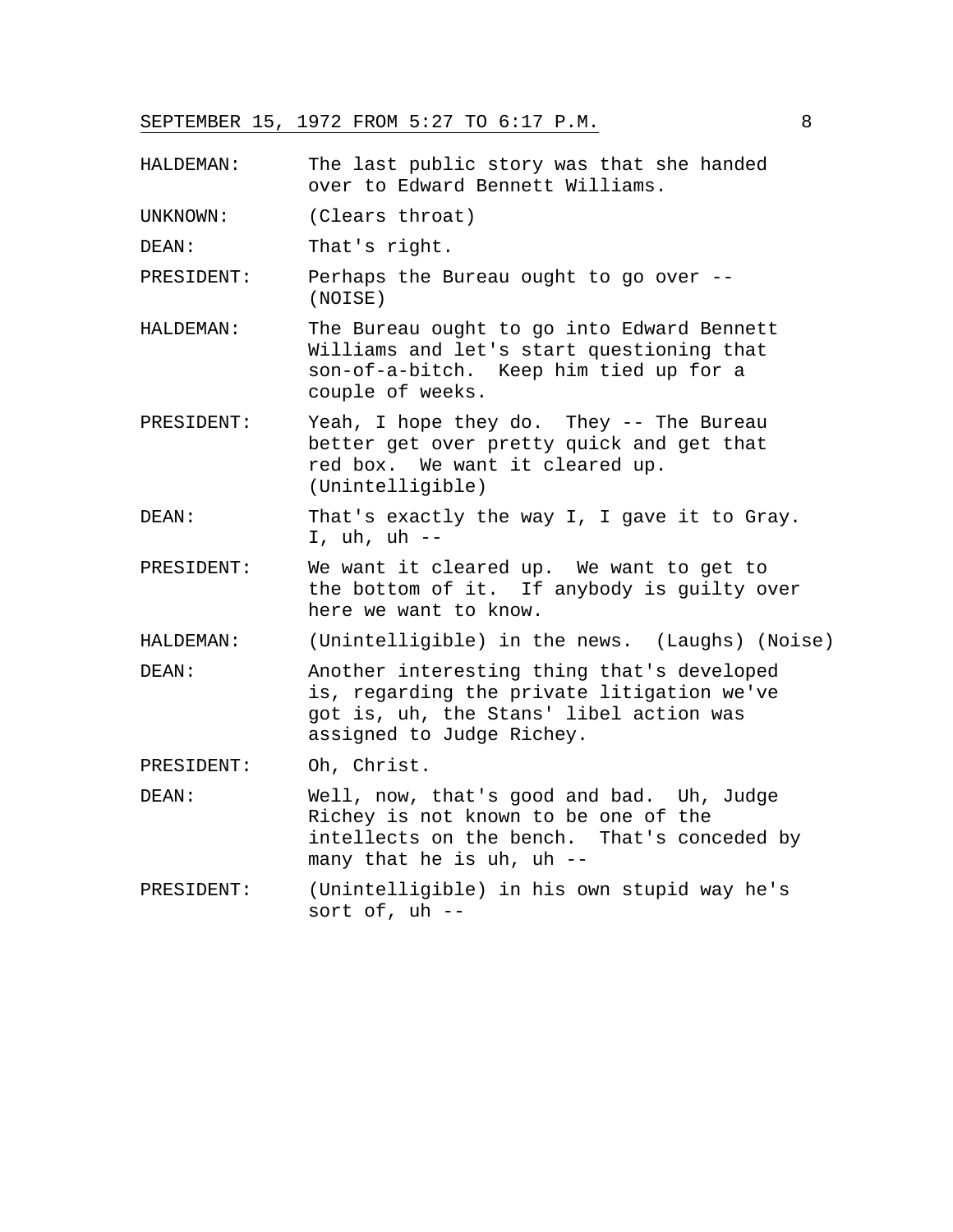HALDEMAN: The last public story was that she handed over to Edward Bennett Williams.

UNKNOWN: (Clears throat)

DEAN: That's right.

PRESIDENT: Perhaps the Bureau ought to go over -- (NOISE)

HALDEMAN: The Bureau ought to go into Edward Bennett Williams and let's start questioning that son-of-a-bitch. Keep him tied up for a couple of weeks.

PRESIDENT: Yeah, I hope they do. They -- The Bureau better get over pretty quick and get that red box. We want it cleared up. (Unintelligible)

DEAN: That's exactly the way I, I gave it to Gray. I, uh, uh --

PRESIDENT: We want it cleared up. We want to get to the bottom of it. If anybody is guilty over here we want to know.

HALDEMAN: (Unintelligible) in the news. (Laughs) (Noise)

DEAN: Another interesting thing that's developed is, regarding the private litigation we've got is, uh, the Stans' libel action was assigned to Judge Richey.

PRESIDENT: Oh, Christ.

DEAN: Well, now, that's good and bad. Uh, Judge Richey is not known to be one of the intellects on the bench. That's conceded by many that he is uh, uh --

PRESIDENT: (Unintelligible) in his own stupid way he's sort of, uh --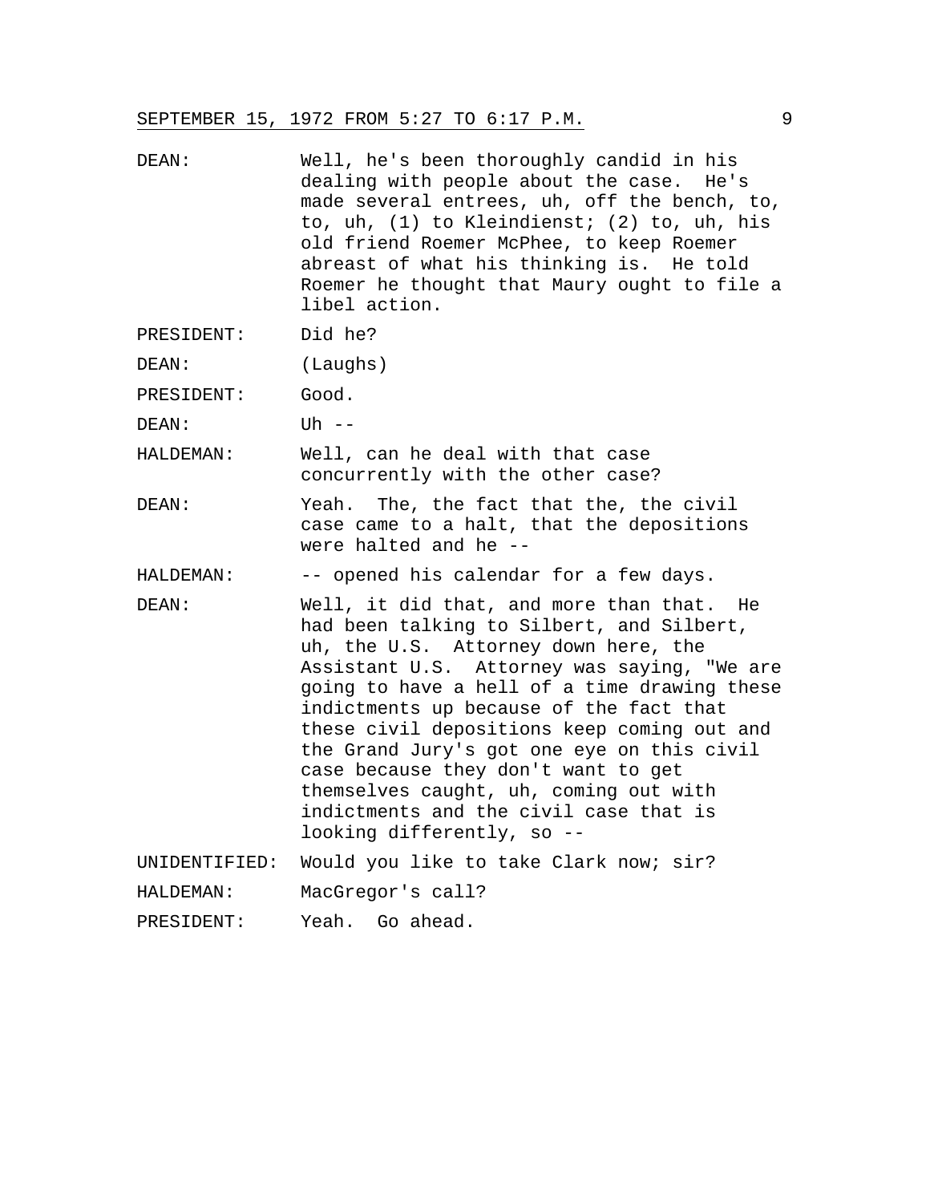DEAN: Well, he's been thoroughly candid in his dealing with people about the case. He's made several entrees, uh, off the bench, to, to, uh, (1) to Kleindienst; (2) to, uh, his old friend Roemer McPhee, to keep Roemer abreast of what his thinking is. He told Roemer he thought that Maury ought to file a libel action.

PRESIDENT: Did he?

DEAN: (Laughs)

PRESIDENT: Good.

DEAN: Uh --

HALDEMAN: Well, can he deal with that case concurrently with the other case?

DEAN: Yeah. The, the fact that the, the civil case came to a halt, that the depositions were halted and he --

HALDEMAN: -- opened his calendar for a few days.

DEAN: Well, it did that, and more than that. He had been talking to Silbert, and Silbert, uh, the U.S. Attorney down here, the Assistant U.S. Attorney was saying, "We are going to have a hell of a time drawing these indictments up because of the fact that these civil depositions keep coming out and the Grand Jury's got one eye on this civil case because they don't want to get themselves caught, uh, coming out with indictments and the civil case that is looking differently, so --

UNIDENTIFIED: Would you like to take Clark now; sir?

HALDEMAN: MacGregor's call?

PRESIDENT: Yeah. Go ahead.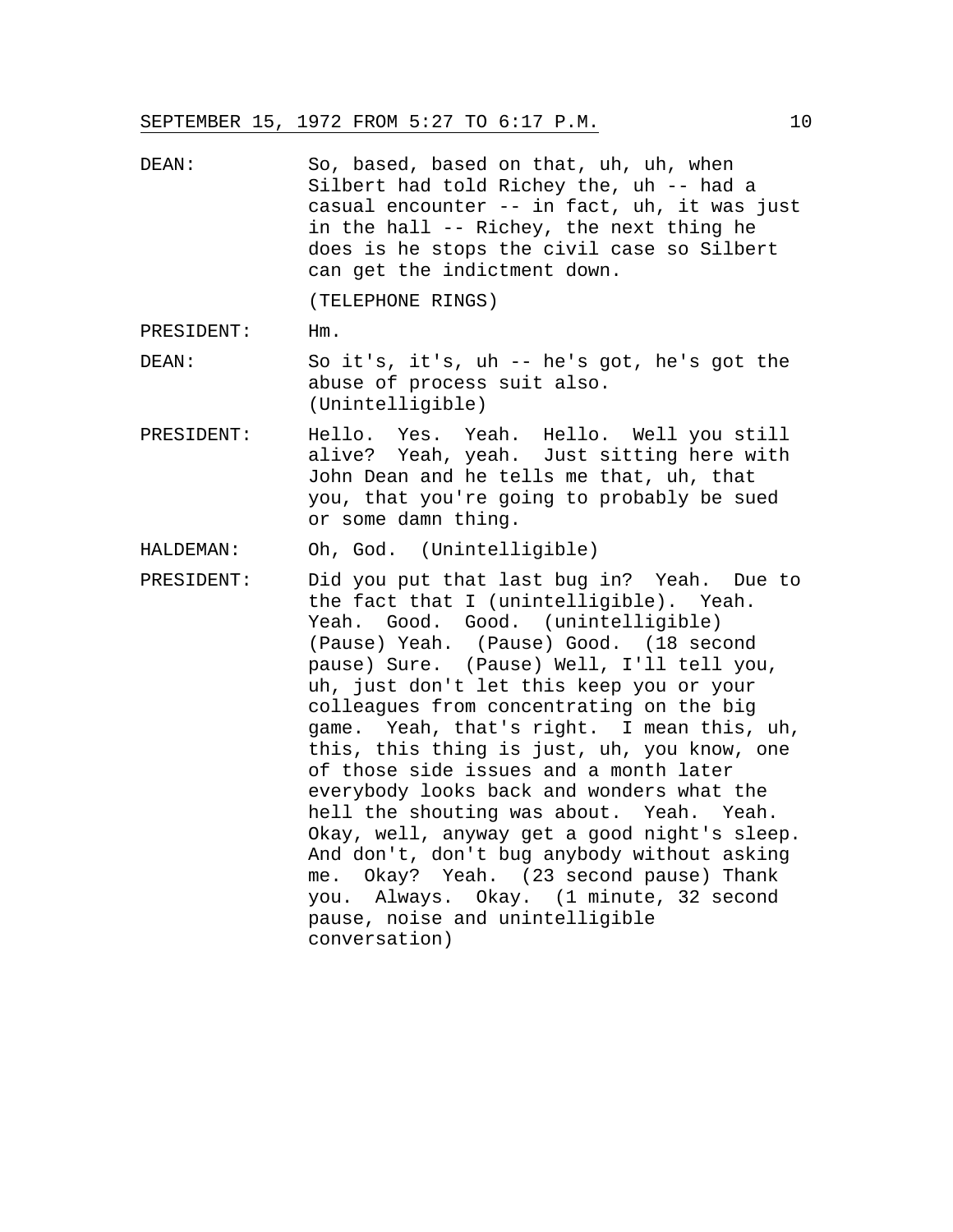SEPTEMBER 15, 1972 FROM 5:27 TO 6:17 P.M.

DEAN: So, based, based on that, uh, uh, when Silbert had told Richey the, uh -- had a casual encounter -- in fact, uh, it was just in the hall -- Richey, the next thing he does is he stops the civil case so Silbert can get the indictment down.

(TELEPHONE RINGS)

PRESIDENT: Hm.

DEAN: So it's, it's, uh -- he's got, he's got the abuse of process suit also. (Unintelligible)

PRESIDENT: Hello. Yes. Yeah. Hello. Well you still alive? Yeah, yeah. Just sitting here with John Dean and he tells me that, uh, that you, that you're going to probably be sued or some damn thing.

HALDEMAN: Oh, God. (Unintelligible)

PRESIDENT: Did you put that last bug in? Yeah. Due to the fact that I (unintelligible). Yeah. Yeah. Good. Good. (unintelligible) (Pause) Yeah. (Pause) Good. (18 second pause) Sure. (Pause) Well, I'll tell you, uh, just don't let this keep you or your colleagues from concentrating on the big game. Yeah, that's right. I mean this, uh, this, this thing is just, uh, you know, one of those side issues and a month later everybody looks back and wonders what the hell the shouting was about. Yeah. Yeah. Okay, well, anyway get a good night's sleep. And don't, don't bug anybody without asking me. Okay? Yeah. (23 second pause) Thank you. Always. Okay. (1 minute, 32 second pause, noise and unintelligible conversation)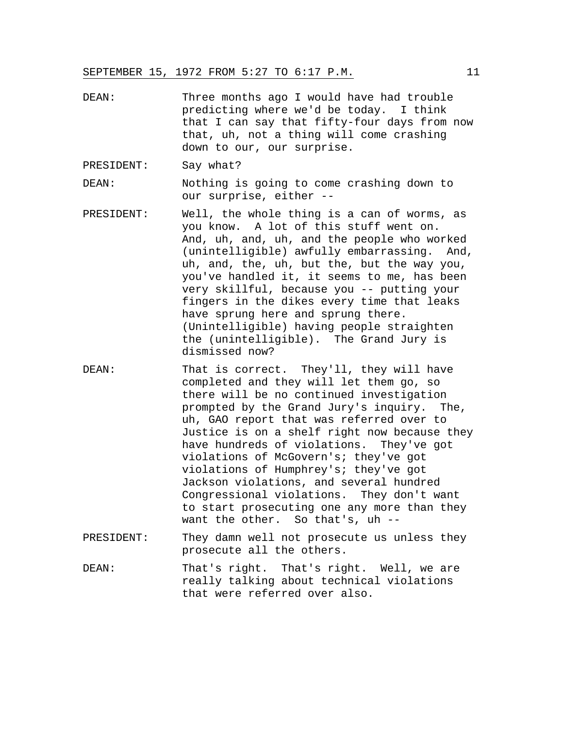DEAN: Three months ago I would have had trouble predicting where we'd be today. I think that I can say that fifty-four days from now that, uh, not a thing will come crashing down to our, our surprise.

PRESIDENT: Say what?

DEAN: Nothing is going to come crashing down to our surprise, either --

PRESIDENT: Well, the whole thing is a can of worms, as you know. A lot of this stuff went on. And, uh, and, uh, and the people who worked (unintelligible) awfully embarrassing. And, uh, and, the, uh, but the, but the way you, you've handled it, it seems to me, has been very skillful, because you -- putting your fingers in the dikes every time that leaks have sprung here and sprung there. (Unintelligible) having people straighten the (unintelligible). The Grand Jury is dismissed now?

DEAN: That is correct. They'll, they will have completed and they will let them go, so there will be no continued investigation prompted by the Grand Jury's inquiry. The, uh, GAO report that was referred over to Justice is on a shelf right now because they have hundreds of violations. They've got violations of McGovern's; they've got violations of Humphrey's; they've got Jackson violations, and several hundred Congressional violations. They don't want to start prosecuting one any more than they want the other. So that's, uh --

PRESIDENT: They damn well not prosecute us unless they prosecute all the others.

DEAN: That's right. That's right. Well, we are really talking about technical violations that were referred over also.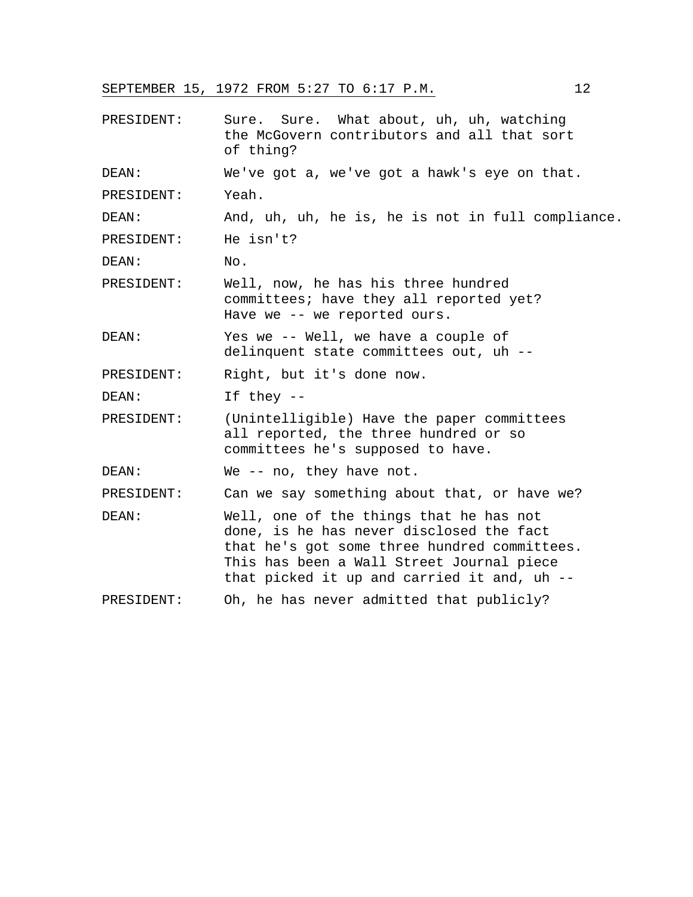PRESIDENT: Sure. Sure. What about, uh, uh, watching the McGovern contributors and all that sort of thing?

DEAN: We've got a, we've got a hawk's eye on that.

PRESIDENT: Yeah.

DEAN: And, uh, uh, he is, he is not in full compliance.

PRESIDENT: He isn't?

DEAN: No.

PRESIDENT: Well, now, he has his three hundred committees; have they all reported yet? Have we -- we reported ours.

DEAN: Yes we -- Well, we have a couple of delinquent state committees out, uh --

PRESIDENT: Right, but it's done now.

DEAN: If they --

PRESIDENT: (Unintelligible) Have the paper committees all reported, the three hundred or so committees he's supposed to have.

DEAN: We -- no, they have not.

PRESIDENT: Can we say something about that, or have we?

DEAN: Well, one of the things that he has not done, is he has never disclosed the fact that he's got some three hundred committees. This has been a Wall Street Journal piece that picked it up and carried it and, uh --

PRESIDENT: Oh, he has never admitted that publicly?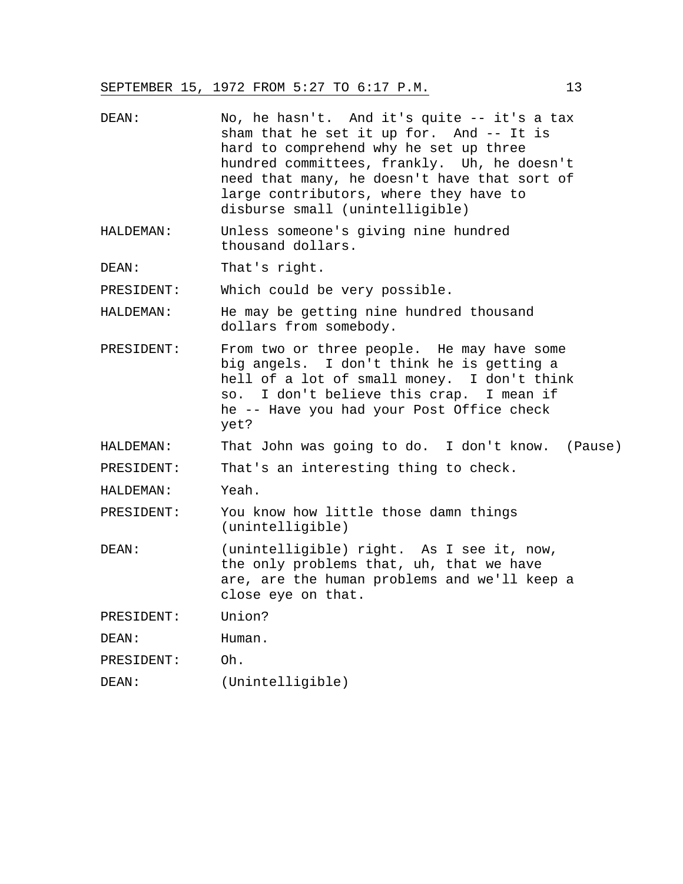DEAN: No, he hasn't. And it's quite -- it's a tax sham that he set it up for. And -- It is hard to comprehend why he set up three hundred committees, frankly. Uh, he doesn't need that many, he doesn't have that sort of large contributors, where they have to disburse small (unintelligible)

HALDEMAN: Unless someone's giving nine hundred thousand dollars.

DEAN: That's right.

PRESIDENT: Which could be very possible.

HALDEMAN: He may be getting nine hundred thousand dollars from somebody.

PRESIDENT: From two or three people. He may have some big angels. I don't think he is getting a hell of a lot of small money. I don't think so. I don't believe this crap. I mean if he -- Have you had your Post Office check yet?

HALDEMAN: That John was going to do. I don't know. (Pause)

PRESIDENT: That's an interesting thing to check.

HALDEMAN: Yeah.

PRESIDENT: You know how little those damn things (unintelligible)

DEAN: (unintelligible) right. As I see it, now, the only problems that, uh, that we have are, are the human problems and we'll keep a close eye on that.

PRESIDENT: Union?

DEAN: Human.

PRESIDENT: Oh.

DEAN: (Unintelligible)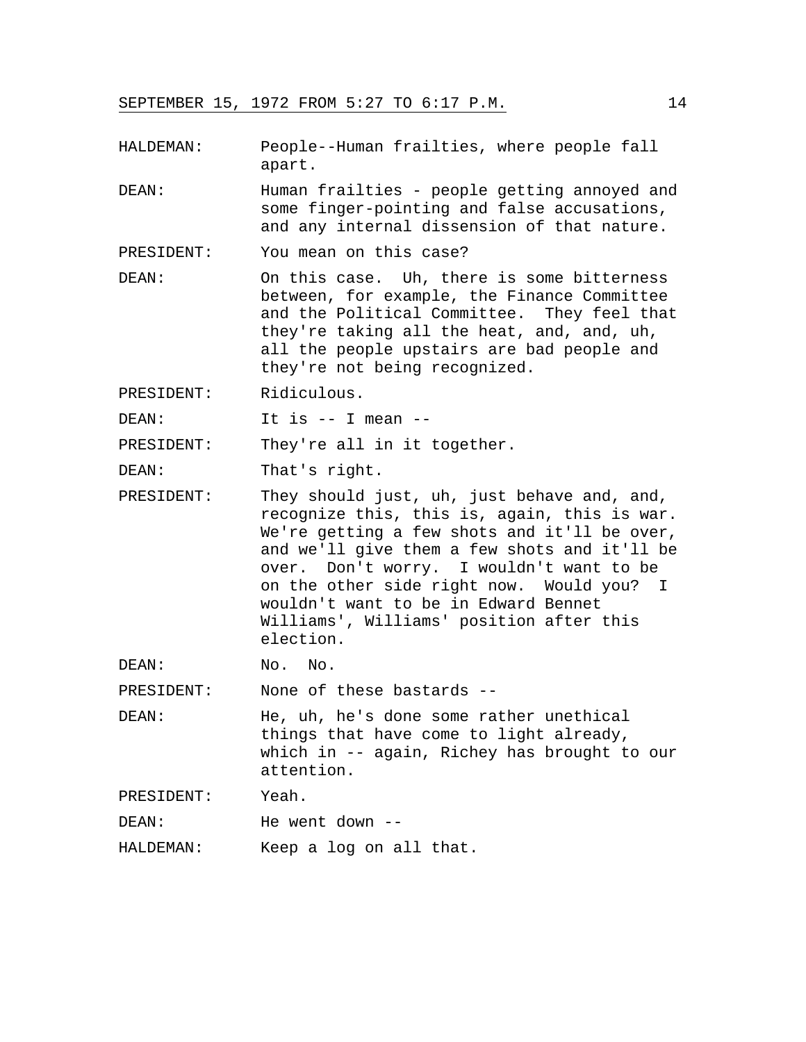HALDEMAN: People--Human frailties, where people fall apart.

DEAN: Human frailties - people getting annoyed and some finger-pointing and false accusations, and any internal dissension of that nature.

PRESIDENT: You mean on this case?

DEAN: On this case. Uh, there is some bitterness between, for example, the Finance Committee and the Political Committee. They feel that they're taking all the heat, and, and, uh, all the people upstairs are bad people and they're not being recognized.

PRESIDENT: Ridiculous.

DEAN: It is -- I mean --

PRESIDENT: They're all in it together.

DEAN: That's right.

PRESIDENT: They should just, uh, just behave and, and, recognize this, this is, again, this is war. We're getting a few shots and it'll be over, and we'll give them a few shots and it'll be over. Don't worry. I wouldn't want to be on the other side right now. Would you? I wouldn't want to be in Edward Bennet Williams', Williams' position after this election.

DEAN: No. No.

PRESIDENT: None of these bastards --

DEAN: He, uh, he's done some rather unethical things that have come to light already, which in -- again, Richey has brought to our attention.

PRESIDENT: Yeah.

DEAN: He went down --

HALDEMAN: Keep a log on all that.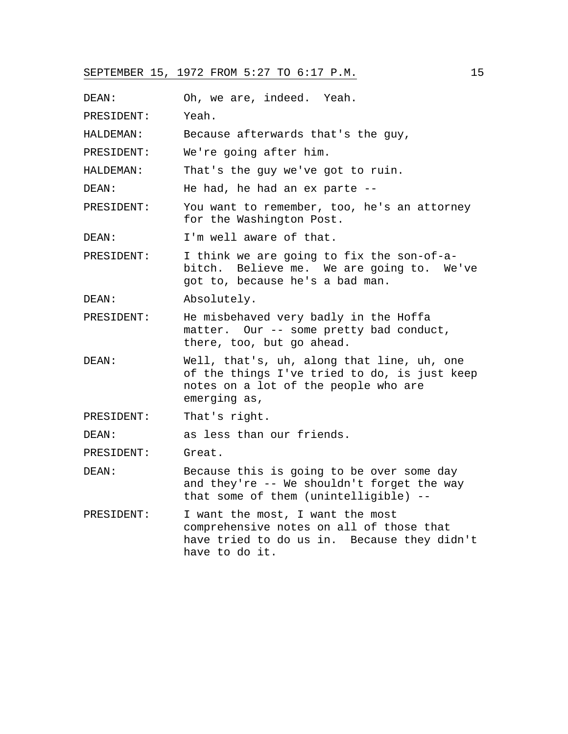DEAN: Oh, we are, indeed. Yeah.

PRESIDENT: Yeah.

HALDEMAN: Because afterwards that's the guy,

PRESIDENT: We're going after him.

HALDEMAN: That's the guy we've got to ruin.

DEAN: He had, he had an ex parte --

PRESIDENT: You want to remember, too, he's an attorney for the Washington Post.

DEAN: I'm well aware of that.

PRESIDENT: I think we are going to fix the son-of-a-bitch. Believe me. We are going to. We've got to, because he's a bad man.

DEAN: Absolutely.

PRESIDENT: He misbehaved very badly in the Hoffa matter. Our -- some pretty bad conduct, there, too, but go ahead.

DEAN: Well, that's, uh, along that line, uh, one of the things I've tried to do, is just keep notes on a lot of the people who are emerging as,

PRESIDENT: That's right.

DEAN: as less than our friends.

PRESIDENT: Great.

DEAN: Because this is going to be over some day and they're -- We shouldn't forget the way that some of them (unintelligible) --

PRESIDENT: I want the most, I want the most comprehensive notes on all of those that have tried to do us in. Because they didn't have to do it.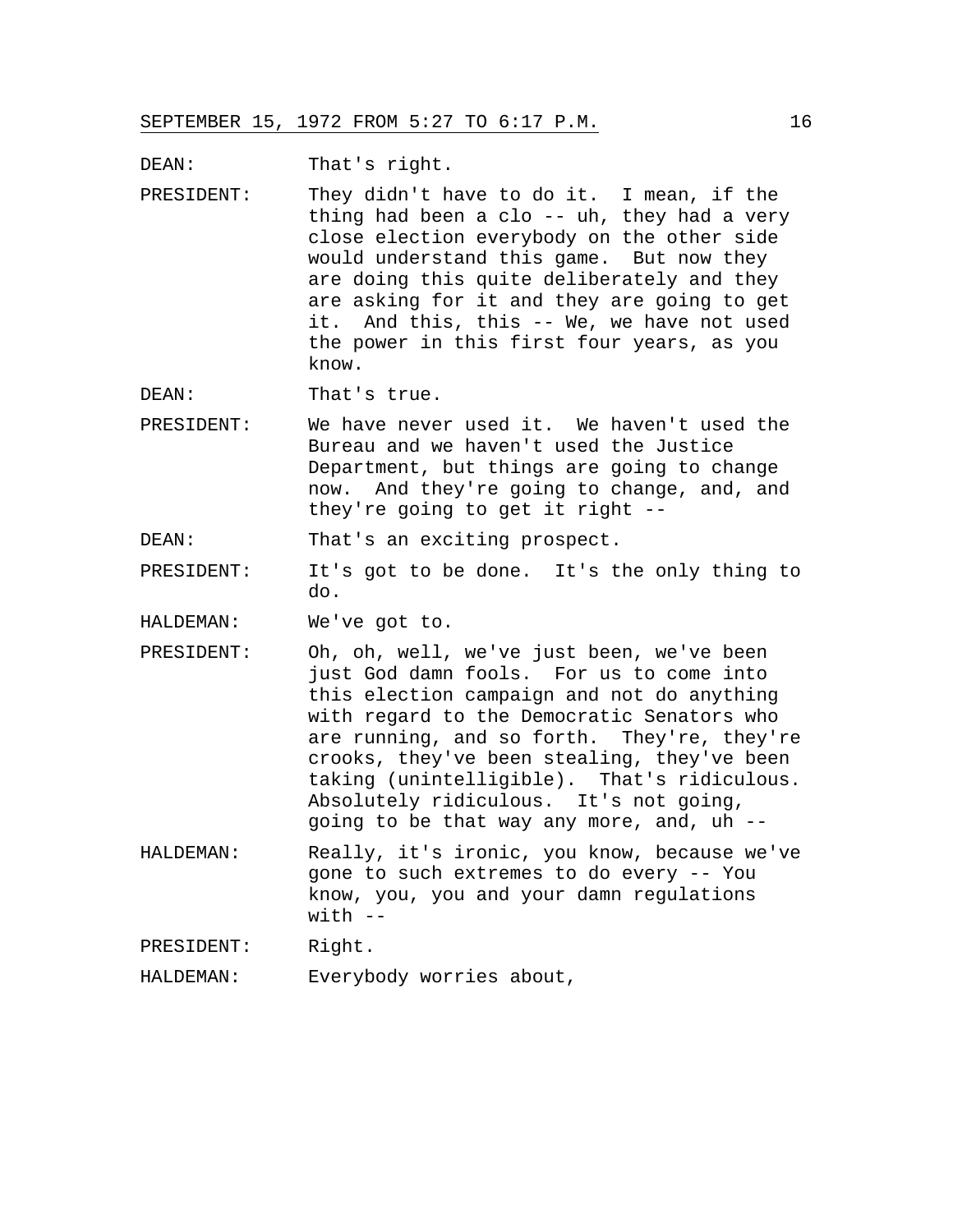DEAN: That's right.

PRESIDENT: They didn't have to do it. I mean, if the thing had been a clo -- uh, they had a very close election everybody on the other side would understand this game. But now they are doing this quite deliberately and they are asking for it and they are going to get it. And this, this -- We, we have not used the power in this first four years, as you know.

DEAN: That's true.

PRESIDENT: We have never used it. We haven't used the Bureau and we haven't used the Justice Department, but things are going to change now. And they're going to change, and, and they're going to get it right --

DEAN: That's an exciting prospect.

PRESIDENT: It's got to be done. It's the only thing to do.

HALDEMAN: We've got to.

PRESIDENT: Oh, oh, well, we've just been, we've been just God damn fools. For us to come into this election campaign and not do anything with regard to the Democratic Senators who are running, and so forth. They're, they're crooks, they've been stealing, they've been taking (unintelligible). That's ridiculous. Absolutely ridiculous. It's not going, going to be that way any more, and, uh --

HALDEMAN: Really, it's ironic, you know, because we've gone to such extremes to do every -- You know, you, you and your damn regulations with --

PRESIDENT: Right.

HALDEMAN: Everybody worries about,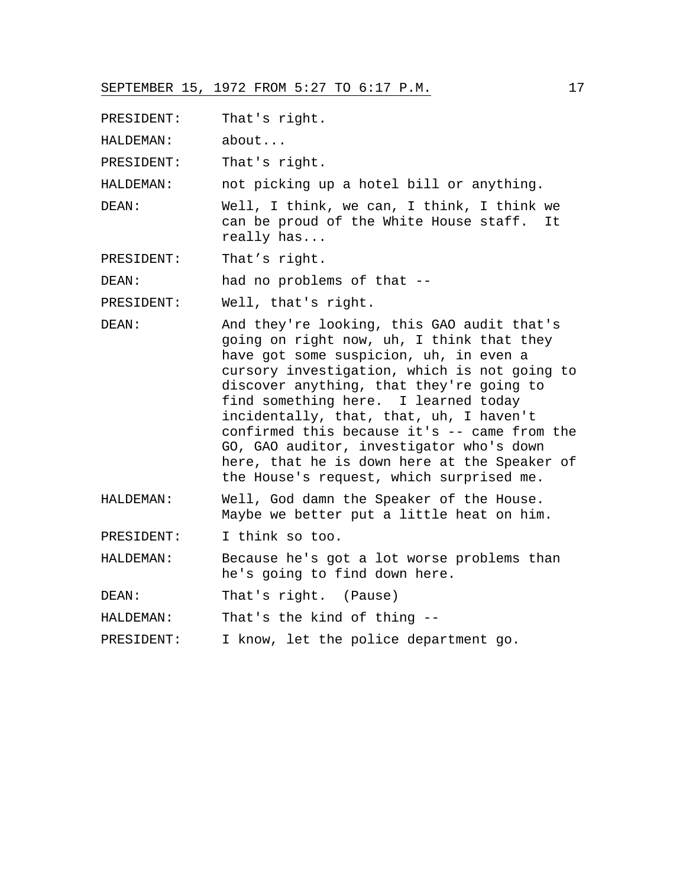PRESIDENT: That's right.

HALDEMAN: about...

PRESIDENT: That's right.

HALDEMAN: not picking up a hotel bill or anything.

DEAN: Well, I think, we can, I think, I think we can be proud of the White House staff. It really has...

PRESIDENT: That's right.

DEAN: had no problems of that --

PRESIDENT: Well, that's right.

DEAN: And they're looking, this GAO audit that's going on right now, uh, I think that they have got some suspicion, uh, in even a cursory investigation, which is not going to discover anything, that they're going to find something here. I learned today incidentally, that, that, uh, I haven't confirmed this because it's -- came from the GO, GAO auditor, investigator who's down here, that he is down here at the Speaker of the House's request, which surprised me.

HALDEMAN: Well, God damn the Speaker of the House. Maybe we better put a little heat on him.

PRESIDENT: I think so too.

HALDEMAN: Because he's got a lot worse problems than he's going to find down here.

DEAN: That's right. (Pause)

HALDEMAN: That's the kind of thing --

PRESIDENT: I know, let the police department go.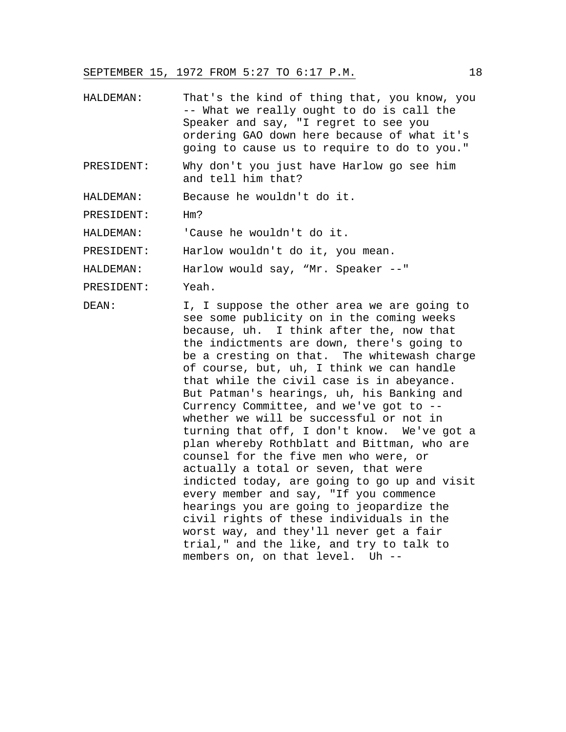HALDEMAN: That's the kind of thing that, you know, you -- What we really ought to do is call the Speaker and say, "I regret to see you ordering GAO down here because of what it's going to cause us to require to do to you."

PRESIDENT: Why don't you just have Harlow go see him and tell him that?

HALDEMAN: Because he wouldn't do it.

PRESIDENT: Hm?

HALDEMAN: 'Cause he wouldn't do it.

PRESIDENT: Harlow wouldn't do it, you mean.

HALDEMAN: Harlow would say, "Mr. Speaker --"

PRESIDENT: Yeah.

DEAN: I, I suppose the other area we are going to see some publicity on in the coming weeks because, uh. I think after the, now that the indictments are down, there's going to be a cresting on that. The whitewash charge of course, but, uh, I think we can handle that while the civil case is in abeyance. But Patman's hearings, uh, his Banking and Currency Committee, and we've got to -- whether we will be successful or not in turning that off, I don't know. We've got a plan whereby Rothblatt and Bittman, who are counsel for the five men who were, or actually a total or seven, that were indicted today, are going to go up and visit every member and say, "If you commence hearings you are going to jeopardize the civil rights of these individuals in the worst way, and they'll never get a fair trial," and the like, and try to talk to members on, on that level. Uh --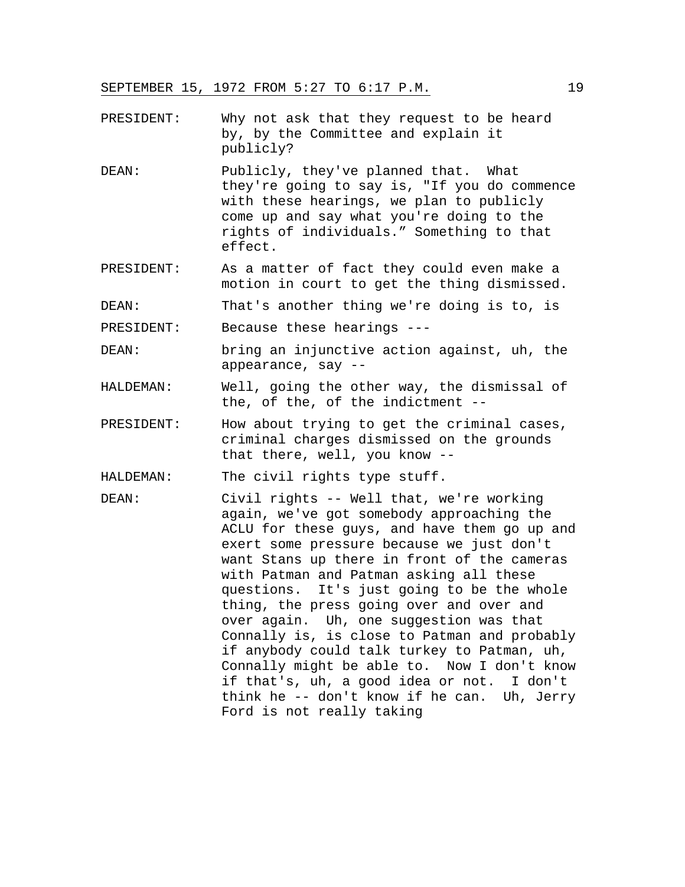PRESIDENT: Why not ask that they request to be heard by, by the Committee and explain it publicly?

DEAN: Publicly, they've planned that. What they're going to say is, "If you do commence with these hearings, we plan to publicly come up and say what you're doing to the rights of individuals." Something to that effect.

PRESIDENT: As a matter of fact they could even make a motion in court to get the thing dismissed.

DEAN: That's another thing we're doing is to, is

PRESIDENT: Because these hearings ---

DEAN: bring an injunctive action against, uh, the appearance, say --

HALDEMAN: Well, going the other way, the dismissal of the, of the, of the indictment --

PRESIDENT: How about trying to get the criminal cases, criminal charges dismissed on the grounds that there, well, you know --

HALDEMAN: The civil rights type stuff.

DEAN: Civil rights -- Well that, we're working again, we've got somebody approaching the ACLU for these guys, and have them go up and exert some pressure because we just don't want Stans up there in front of the cameras with Patman and Patman asking all these questions. It's just going to be the whole thing, the press going over and over and over again. Uh, one suggestion was that Connally is, is close to Patman and probably if anybody could talk turkey to Patman, uh, Connally might be able to. Now I don't know if that's, uh, a good idea or not. I don't think he -- don't know if he can. Uh, Jerry Ford is not really taking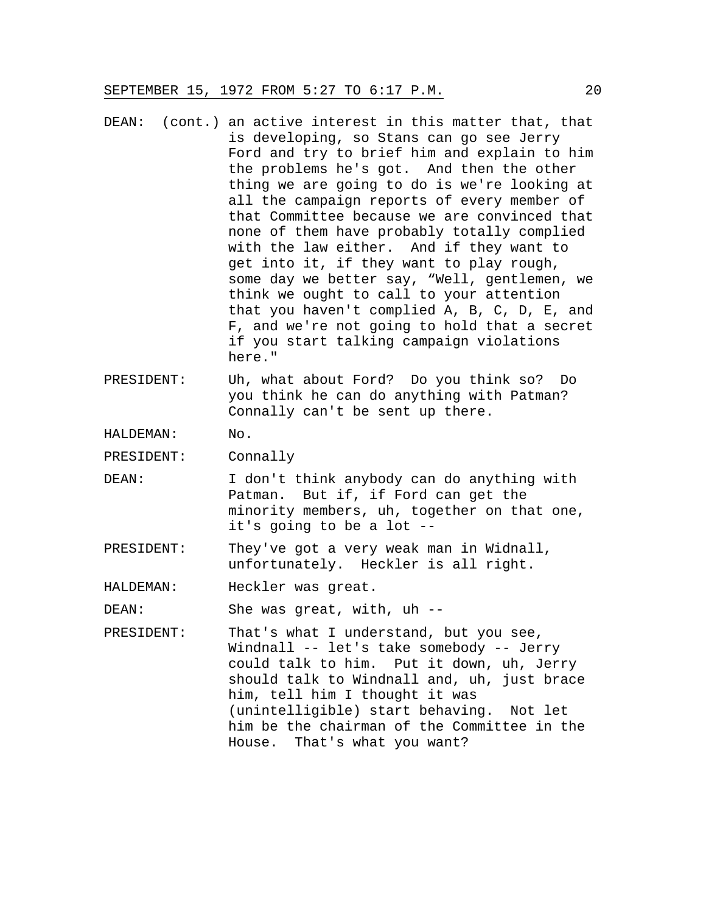DEAN: (cont.) an active interest in this matter that, that is developing, so Stans can go see Jerry Ford and try to brief him and explain to him the problems he's got. And then the other thing we are going to do is we're looking at all the campaign reports of every member of that Committee because we are convinced that none of them have probably totally complied with the law either. And if they want to get into it, if they want to play rough, some day we better say, "Well, gentlemen, we think we ought to call to your attention that you haven't complied A, B, C, D, E, and F, and we're not going to hold that a secret if you start talking campaign violations here."

PRESIDENT: Uh, what about Ford? Do you think so? Do you think he can do anything with Patman? Connally can't be sent up there.

HALDEMAN: No.

PRESIDENT: Connally

DEAN: I don't think anybody can do anything with Patman. But if, if Ford can get the minority members, uh, together on that one, it's going to be a lot --

PRESIDENT: They've got a very weak man in Widnall, unfortunately. Heckler is all right.

HALDEMAN: Heckler was great.

DEAN: She was great, with, uh --

PRESIDENT: That's what I understand, but you see, Windnall -- let's take somebody -- Jerry could talk to him. Put it down, uh, Jerry should talk to Windnall and, uh, just brace him, tell him I thought it was (unintelligible) start behaving. Not let him be the chairman of the Committee in the House. That's what you want?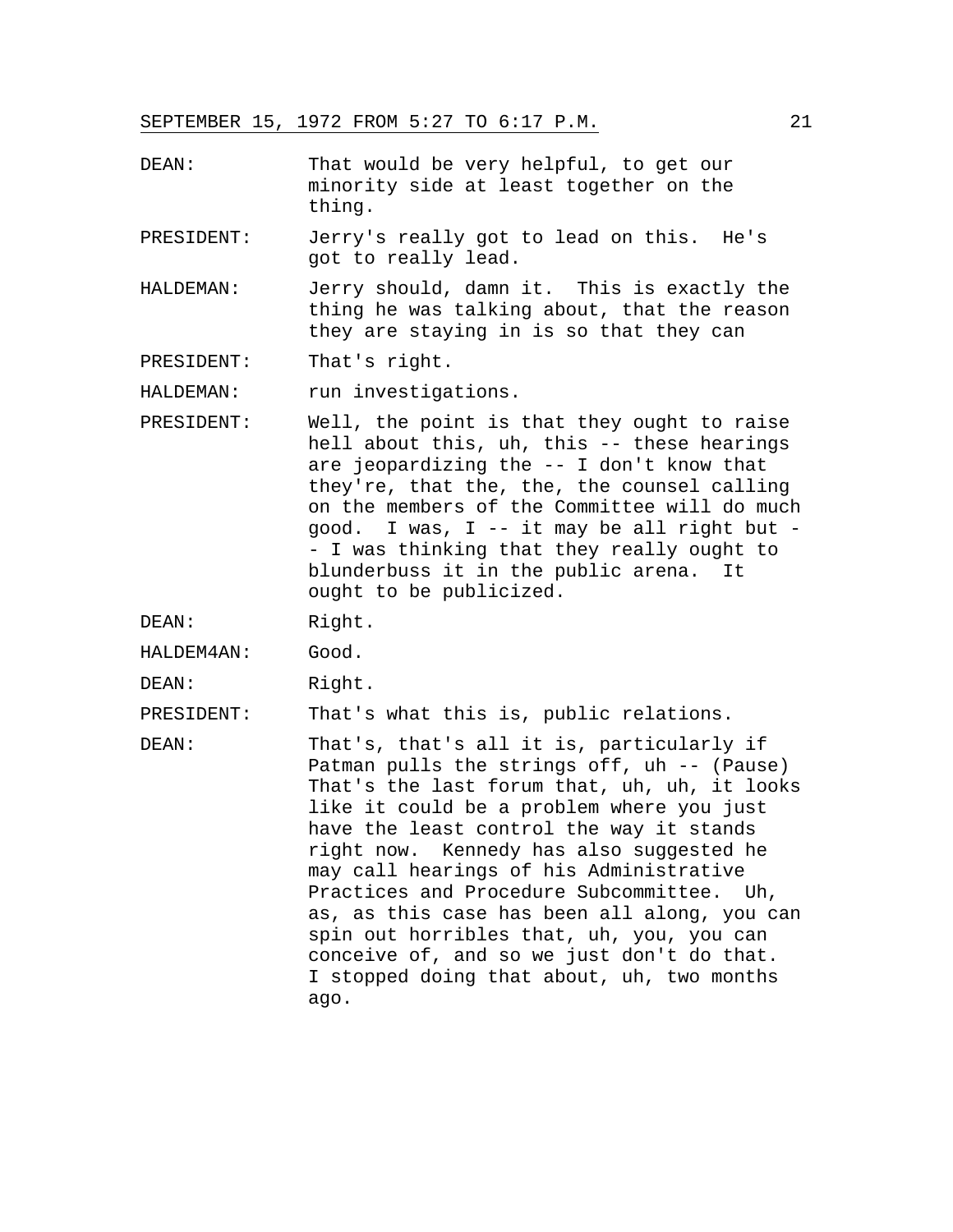DEAN: That would be very helpful, to get our minority side at least together on the thing.

PRESIDENT: Jerry's really got to lead on this. He's got to really lead.

HALDEMAN: Jerry should, damn it. This is exactly the thing he was talking about, that the reason they are staying in is so that they can

PRESIDENT: That's right.

HALDEMAN: run investigations.

PRESIDENT: Well, the point is that they ought to raise hell about this, uh, this -- these hearings are jeopardizing the -- I don't know that they're, that the, the, the counsel calling on the members of the Committee will do much good. I was, I -- it may be all right but -- I was thinking that they really ought to blunderbuss it in the public arena. It ought to be publicized.

DEAN: Right.

HALDEM4AN: Good.

DEAN: Right.

PRESIDENT: That's what this is, public relations.

DEAN: That's, that's all it is, particularly if Patman pulls the strings off, uh -- (Pause) That's the last forum that, uh, uh, it looks like it could be a problem where you just have the least control the way it stands right now. Kennedy has also suggested he may call hearings of his Administrative Practices and Procedure Subcommittee. Uh, as, as this case has been all along, you can spin out horribles that, uh, you, you can conceive of, and so we just don't do that. I stopped doing that about, uh, two months ago.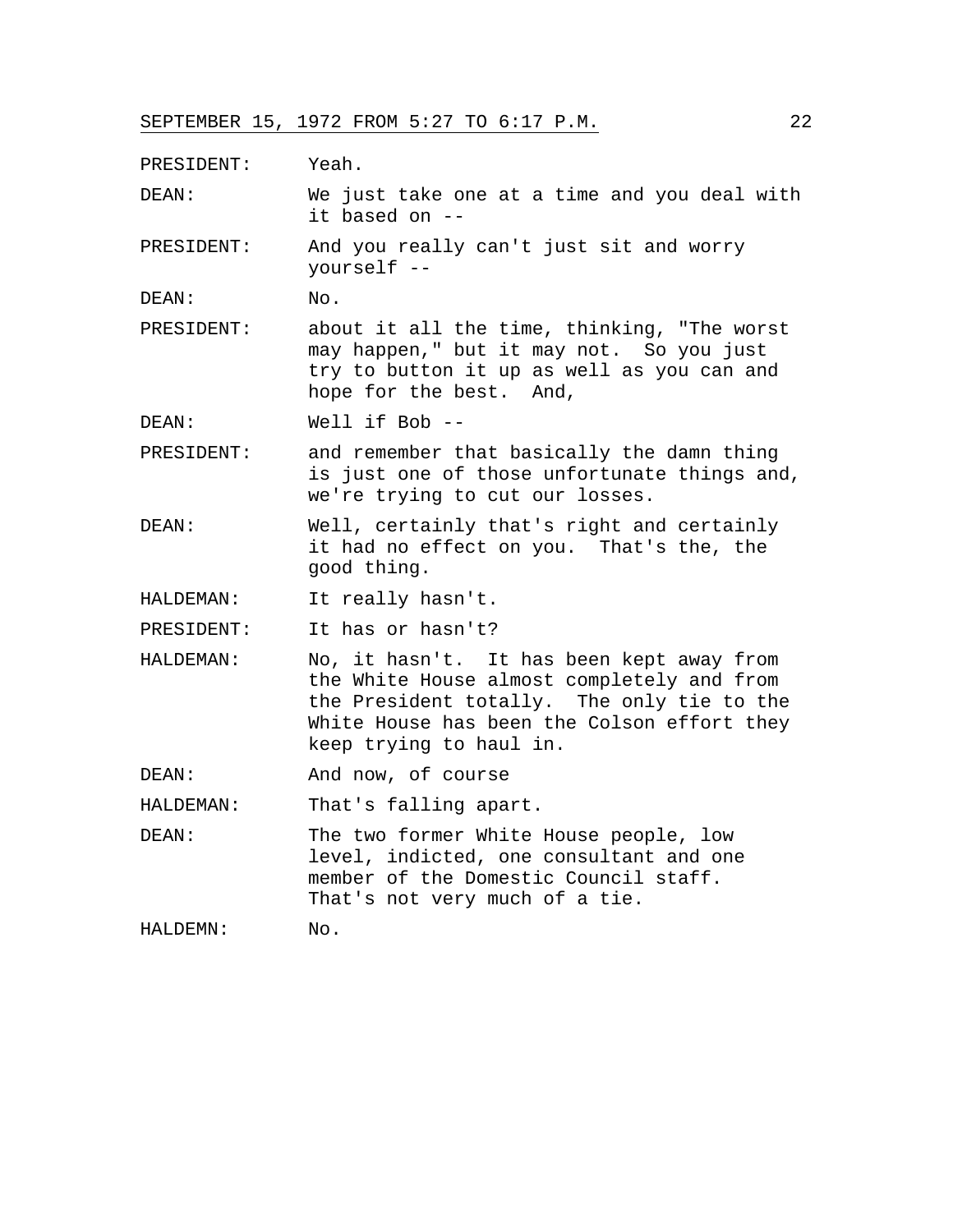SEPTEMBER 15, 1972 FROM 5:27 TO 6:17 P.M.

PRESIDENT: Yeah.

DEAN: We just take one at a time and you deal with it based on --

PRESIDENT: And you really can't just sit and worry yourself --

DEAN: No.

PRESIDENT: about it all the time, thinking, "The worst may happen," but it may not. So you just try to button it up as well as you can and hope for the best. And,

DEAN: Well if Bob --

PRESIDENT: and remember that basically the damn thing is just one of those unfortunate things and, we're trying to cut our losses.

DEAN: Well, certainly that's right and certainly it had no effect on you. That's the, the good thing.

HALDEMAN: It really hasn't.

PRESIDENT: It has or hasn't?

HALDEMAN: No, it hasn't. It has been kept away from the White House almost completely and from the President totally. The only tie to the White House has been the Colson effort they keep trying to haul in.

DEAN: And now, of course

HALDEMAN: That's falling apart.

DEAN: The two former White House people, low level, indicted, one consultant and one member of the Domestic Council staff. That's not very much of a tie.

HALDEMN: No.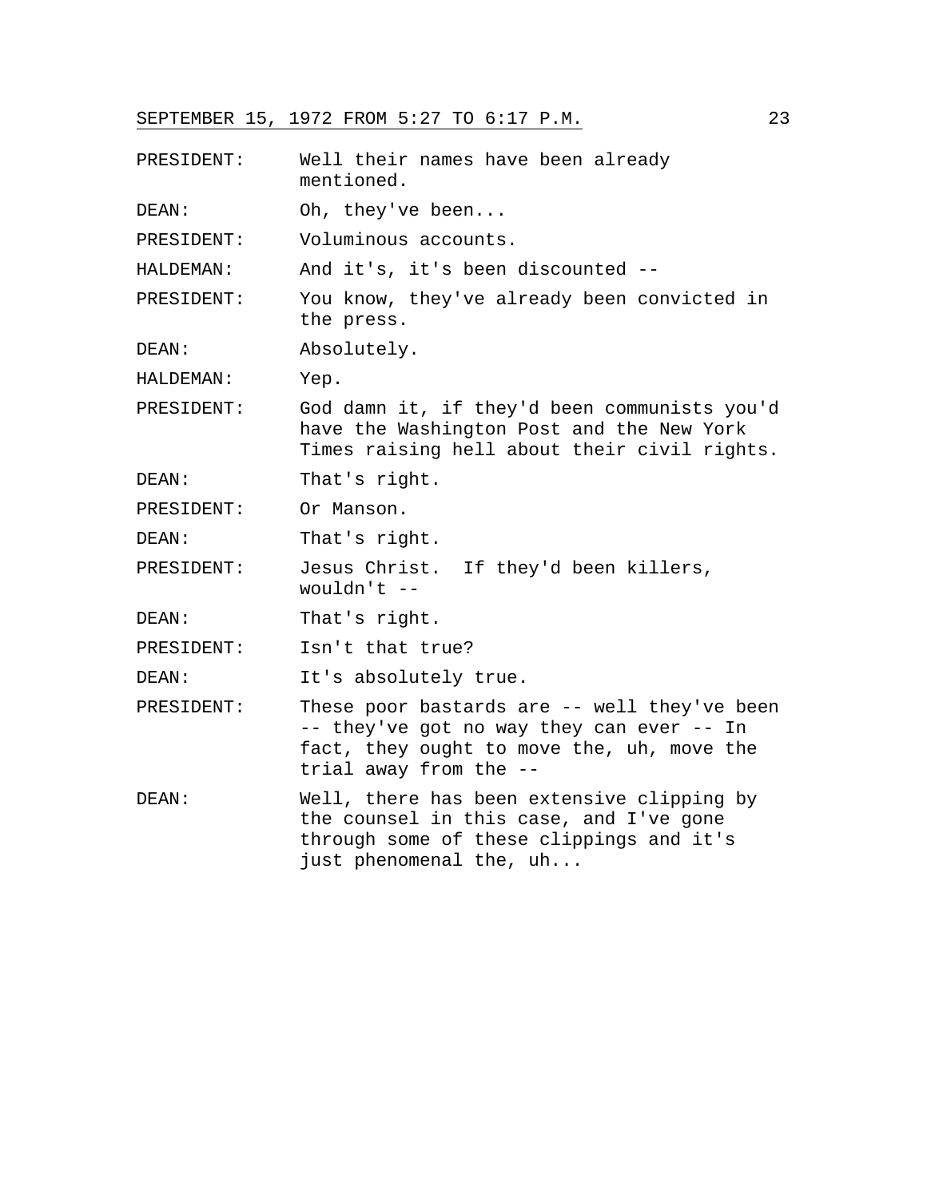PRESIDENT: Well their names have been already mentioned.

DEAN: Oh, they've been...

PRESIDENT: Voluminous accounts.

HALDEMAN: And it's, it's been discounted --

PRESIDENT: You know, they've already been convicted in the press.

DEAN: Absolutely.

HALDEMAN: Yep.

PRESIDENT: God damn it, if they'd been communists you'd have the Washington Post and the New York Times raising hell about their civil rights.

DEAN: That's right.

PRESIDENT: Or Manson.

DEAN: That's right.

PRESIDENT: Jesus Christ. If they'd been killers, wouldn't --

DEAN: That's right.

PRESIDENT: Isn't that true?

DEAN: It's absolutely true.

PRESIDENT: These poor bastards are -- well they've been -- they've got no way they can ever -- In fact, they ought to move the, uh, move the trial away from the --

DEAN: Well, there has been extensive clipping by the counsel in this case, and I've gone through some of these clippings and it's just phenomenal the, uh...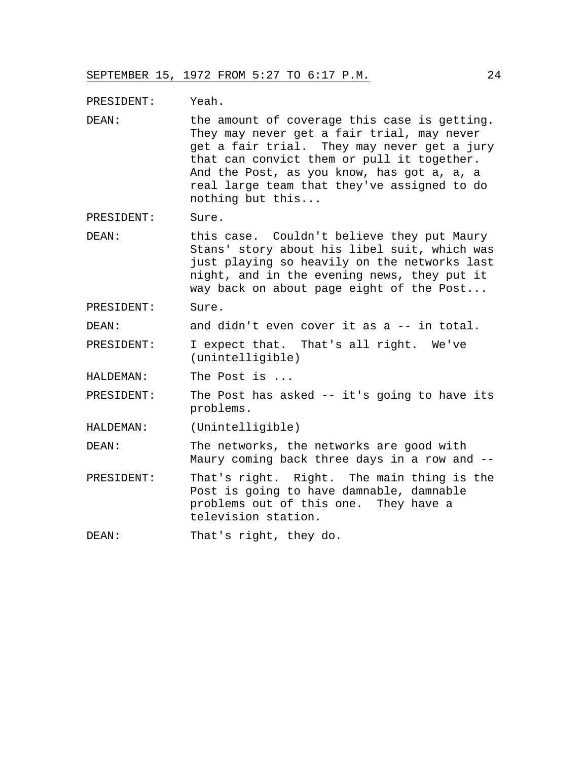PRESIDENT: Yeah.

DEAN: the amount of coverage this case is getting. They may never get a fair trial, may never get a fair trial. They may never get a jury that can convict them or pull it together. And the Post, as you know, has got a, a, a real large team that they've assigned to do nothing but this...

PRESIDENT: Sure.

DEAN: this case. Couldn't believe they put Maury Stans' story about his libel suit, which was just playing so heavily on the networks last night, and in the evening news, they put it way back on about page eight of the Post...

PRESIDENT: Sure.

DEAN: and didn't even cover it as a -- in total.

PRESIDENT: I expect that. That's all right. We've (unintelligible)

HALDEMAN: The Post is ...

PRESIDENT: The Post has asked -- it's going to have its problems.

HALDEMAN: (Unintelligible)

DEAN: The networks, the networks are good with Maury coming back three days in a row and --

PRESIDENT: That's right. Right. The main thing is the Post is going to have damnable, damnable problems out of this one. They have a television station.

DEAN: That's right, they do.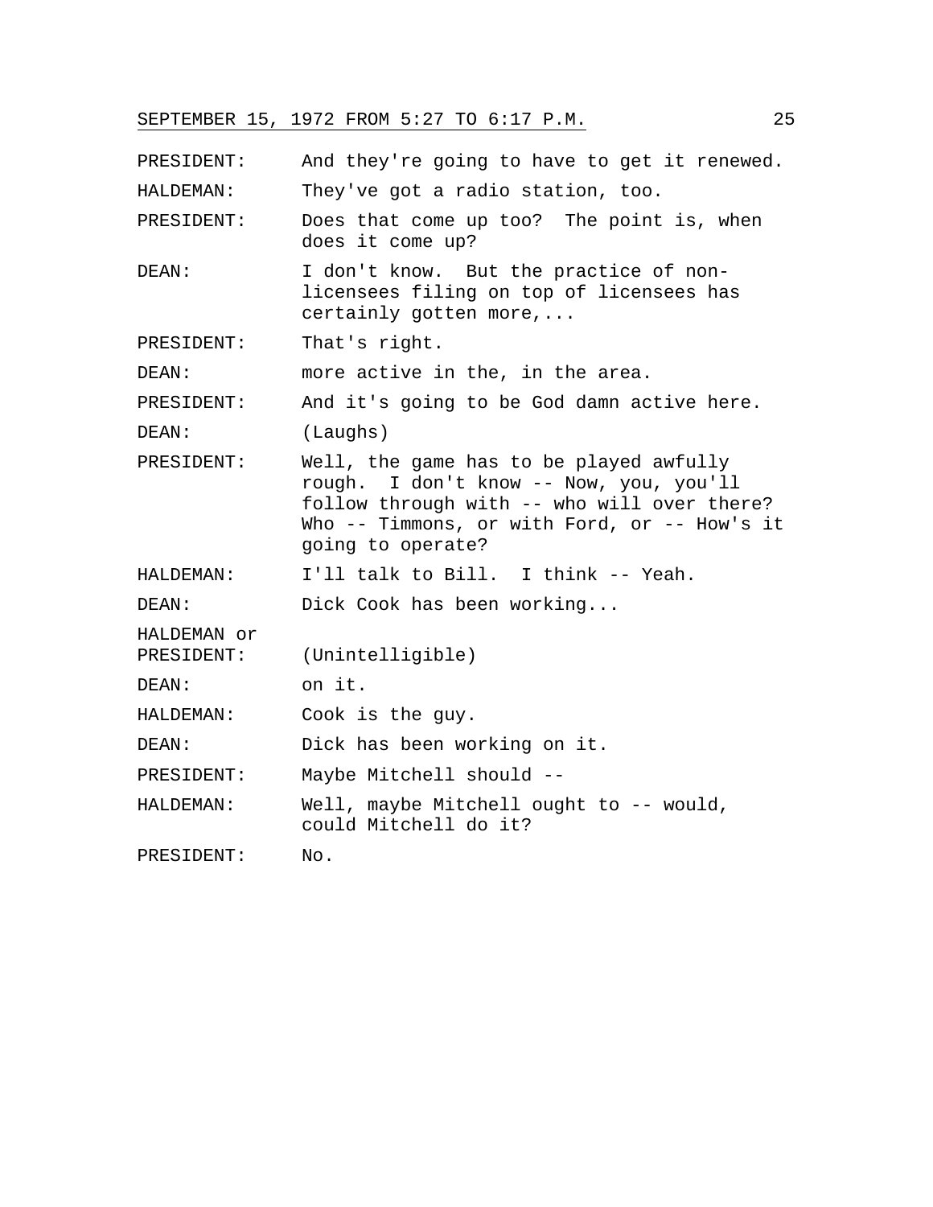PRESIDENT: And they're going to have to get it renewed.

HALDEMAN: They've got a radio station, too.

PRESIDENT: Does that come up too? The point is, when does it come up?

DEAN: I don't know. But the practice of non-licensees filing on top of licensees has certainly gotten more,...

PRESIDENT: That's right.

DEAN: more active in the, in the area.

PRESIDENT: And it's going to be God damn active here.

DEAN: (Laughs)

PRESIDENT: Well, the game has to be played awfully rough. I don't know -- Now, you, you'll follow through with -- who will over there? Who -- Timmons, or with Ford, or -- How's it going to operate?

HALDEMAN: I'll talk to Bill. I think -- Yeah.

DEAN: Dick Cook has been working...

HALDEMAN or PRESIDENT: (Unintelligible)

DEAN: on it.

HALDEMAN: Cook is the guy.

DEAN: Dick has been working on it.

PRESIDENT: Maybe Mitchell should --

HALDEMAN: Well, maybe Mitchell ought to -- would, could Mitchell do it?

PRESIDENT: No.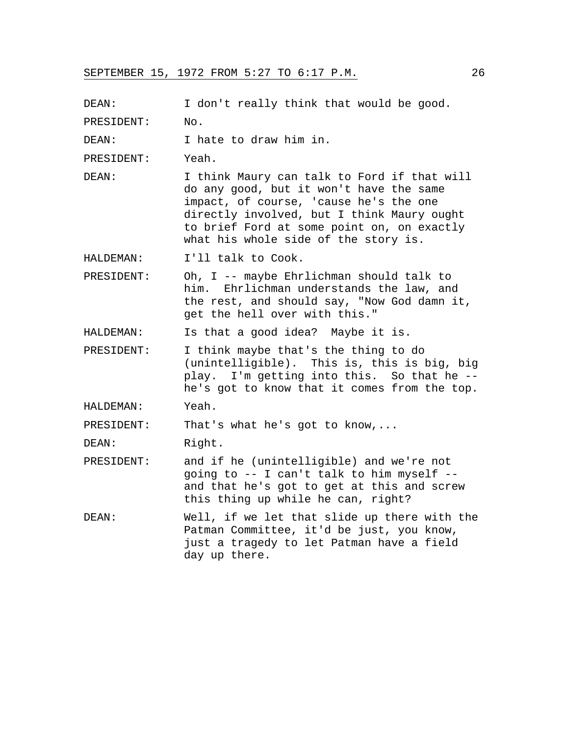DEAN: I don't really think that would be good.

PRESIDENT: No.

DEAN: I hate to draw him in.

PRESIDENT: Yeah.

DEAN: I think Maury can talk to Ford if that will do any good, but it won't have the same impact, of course, 'cause he's the one directly involved, but I think Maury ought to brief Ford at some point on, on exactly what his whole side of the story is.

HALDEMAN: I'll talk to Cook.

PRESIDENT: Oh, I -- maybe Ehrlichman should talk to him. Ehrlichman understands the law, and the rest, and should say, "Now God damn it, get the hell over with this."

HALDEMAN: Is that a good idea? Maybe it is.

PRESIDENT: I think maybe that's the thing to do (unintelligible). This is, this is big, big play. I'm getting into this. So that he -- he's got to know that it comes from the top.

HALDEMAN: Yeah.

PRESIDENT: That's what he's got to know,...

DEAN: Right.

PRESIDENT: and if he (unintelligible) and we're not going to -- I can't talk to him myself -- and that he's got to get at this and screw this thing up while he can, right?

DEAN: Well, if we let that slide up there with the Patman Committee, it'd be just, you know, just a tragedy to let Patman have a field day up there.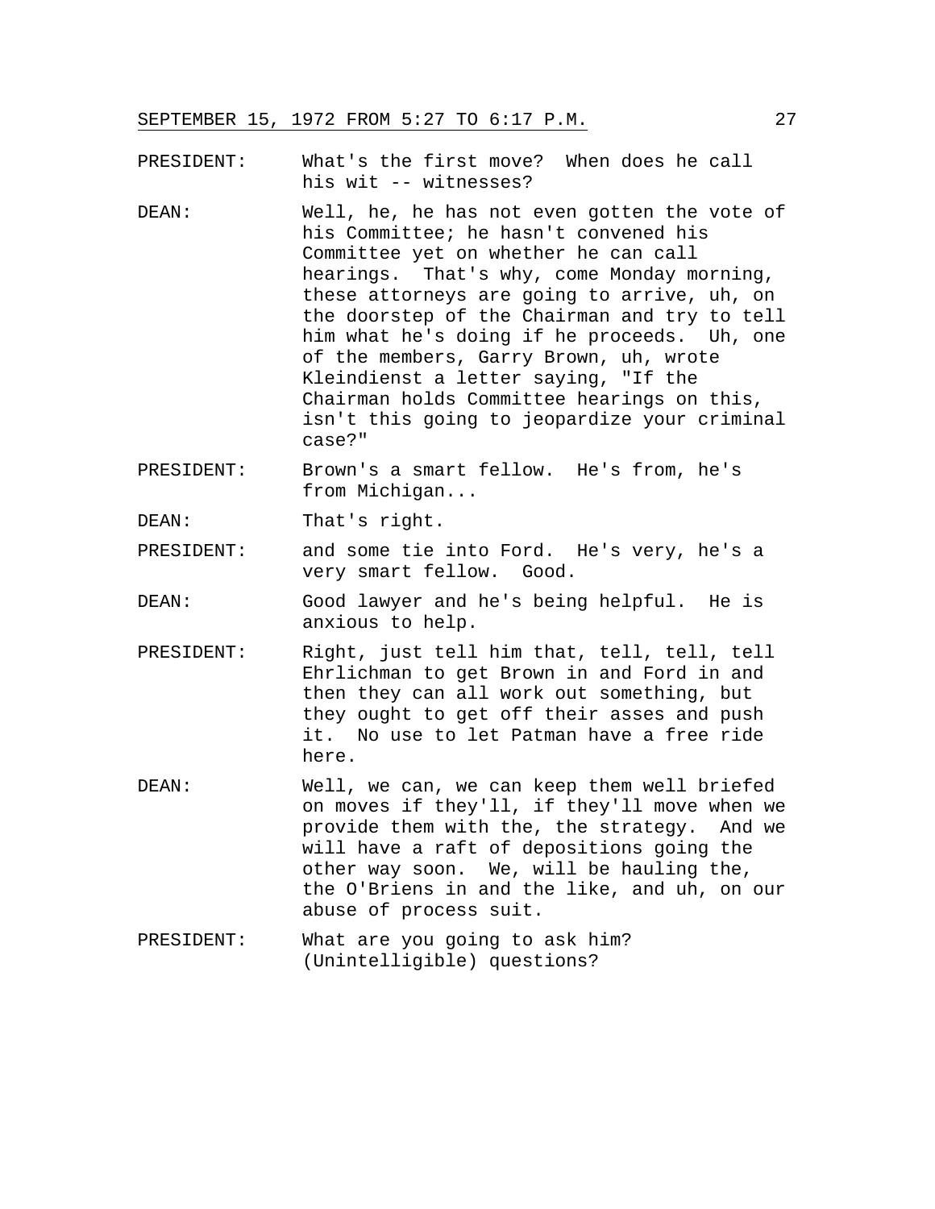PRESIDENT: What's the first move? When does he call his wit -- witnesses?

DEAN: Well, he, he has not even gotten the vote of his Committee; he hasn't convened his Committee yet on whether he can call hearings. That's why, come Monday morning, these attorneys are going to arrive, uh, on the doorstep of the Chairman and try to tell him what he's doing if he proceeds. Uh, one of the members, Garry Brown, uh, wrote Kleindienst a letter saying, "If the Chairman holds Committee hearings on this, isn't this going to jeopardize your criminal case?"

PRESIDENT: Brown's a smart fellow. He's from, he's from Michigan...

DEAN: That's right.

PRESIDENT: and some tie into Ford. He's very, he's a very smart fellow. Good.

DEAN: Good lawyer and he's being helpful. He is anxious to help.

PRESIDENT: Right, just tell him that, tell, tell, tell Ehrlichman to get Brown in and Ford in and then they can all work out something, but they ought to get off their asses and push it. No use to let Patman have a free ride here.

DEAN: Well, we can, we can keep them well briefed on moves if they'll, if they'll move when we provide them with the, the strategy. And we will have a raft of depositions going the other way soon. We, will be hauling the, the O'Briens in and the like, and uh, on our abuse of process suit.

PRESIDENT: What are you going to ask him? (Unintelligible) questions?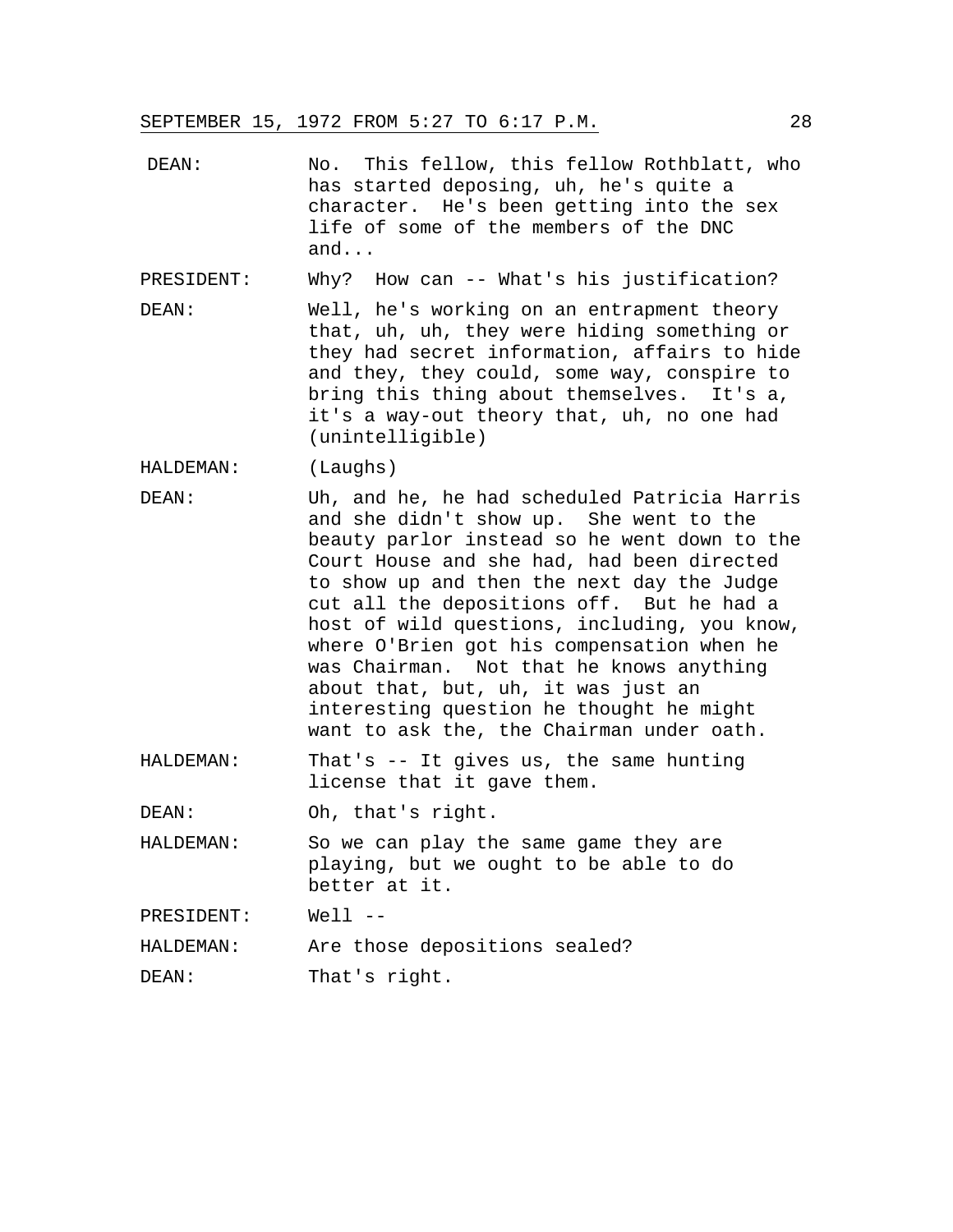DEAN: No. This fellow, this fellow Rothblatt, who has started deposing, uh, he's quite a character. He's been getting into the sex life of some of the members of the DNC and...

PRESIDENT: Why? How can -- What's his justification?

DEAN: Well, he's working on an entrapment theory that, uh, uh, they were hiding something or they had secret information, affairs to hide and they, they could, some way, conspire to bring this thing about themselves. It's a, it's a way-out theory that, uh, no one had (unintelligible)

HALDEMAN: (Laughs)

DEAN: Uh, and he, he had scheduled Patricia Harris and she didn't show up. She went to the beauty parlor instead so he went down to the Court House and she had, had been directed to show up and then the next day the Judge cut all the depositions off. But he had a host of wild questions, including, you know, where O'Brien got his compensation when he was Chairman. Not that he knows anything about that, but, uh, it was just an interesting question he thought he might want to ask the, the Chairman under oath.

HALDEMAN: That's -- It gives us, the same hunting license that it gave them.

DEAN: Oh, that's right.

HALDEMAN: So we can play the same game they are playing, but we ought to be able to do better at it.

PRESIDENT: Well --

HALDEMAN: Are those depositions sealed?

DEAN: That's right.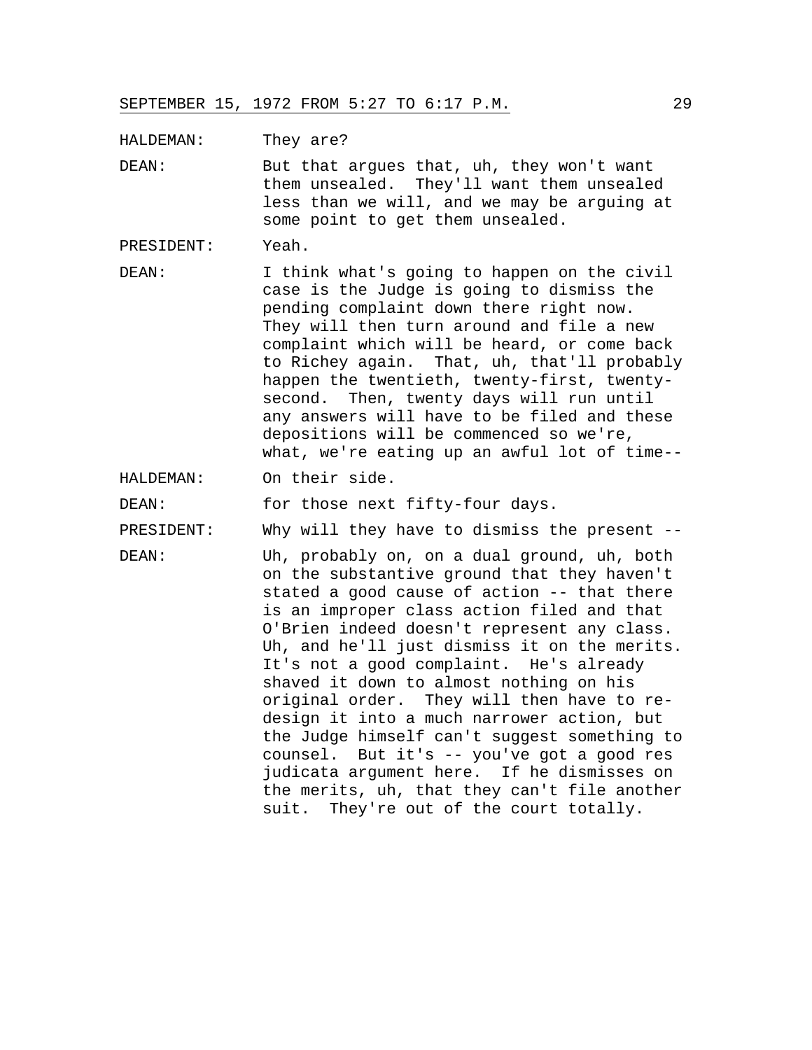HALDEMAN: They are?

DEAN: But that argues that, uh, they won't want them unsealed. They'll want them unsealed less than we will, and we may be arguing at some point to get them unsealed.

PRESIDENT: Yeah.

DEAN: I think what's going to happen on the civil case is the Judge is going to dismiss the pending complaint down there right now. They will then turn around and file a new complaint which will be heard, or come back to Richey again. That, uh, that'll probably happen the twentieth, twenty-first, twenty-second. Then, twenty days will run until any answers will have to be filed and these depositions will be commenced so we're, what, we're eating up an awful lot of time--

HALDEMAN: On their side.

DEAN: for those next fifty-four days.

PRESIDENT: Why will they have to dismiss the present --

DEAN: Uh, probably on, on a dual ground, uh, both on the substantive ground that they haven't stated a good cause of action -- that there is an improper class action filed and that O'Brien indeed doesn't represent any class. Uh, and he'll just dismiss it on the merits. It's not a good complaint. He's already shaved it down to almost nothing on his original order. They will then have to re-design it into a much narrower action, but the Judge himself can't suggest something to counsel. But it's -- you've got a good res judicata argument here. If he dismisses on the merits, uh, that they can't file another suit. They're out of the court totally.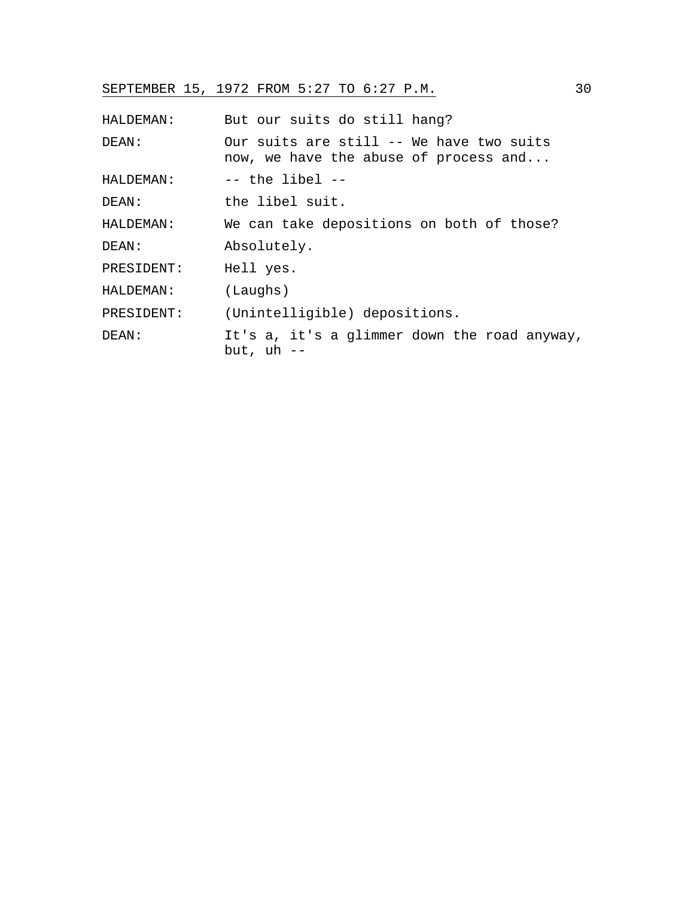HALDEMAN: But our suits do still hang?

DEAN: Our suits are still -- We have two suits now, we have the abuse of process and...

HALDEMAN: -- the libel --

DEAN: the libel suit.

HALDEMAN: We can take depositions on both of those?

DEAN: Absolutely.

PRESIDENT: Hell yes.

HALDEMAN: (Laughs)

PRESIDENT: (Unintelligible) depositions.

DEAN: It's a, it's a glimmer down the road anyway, but, uh --